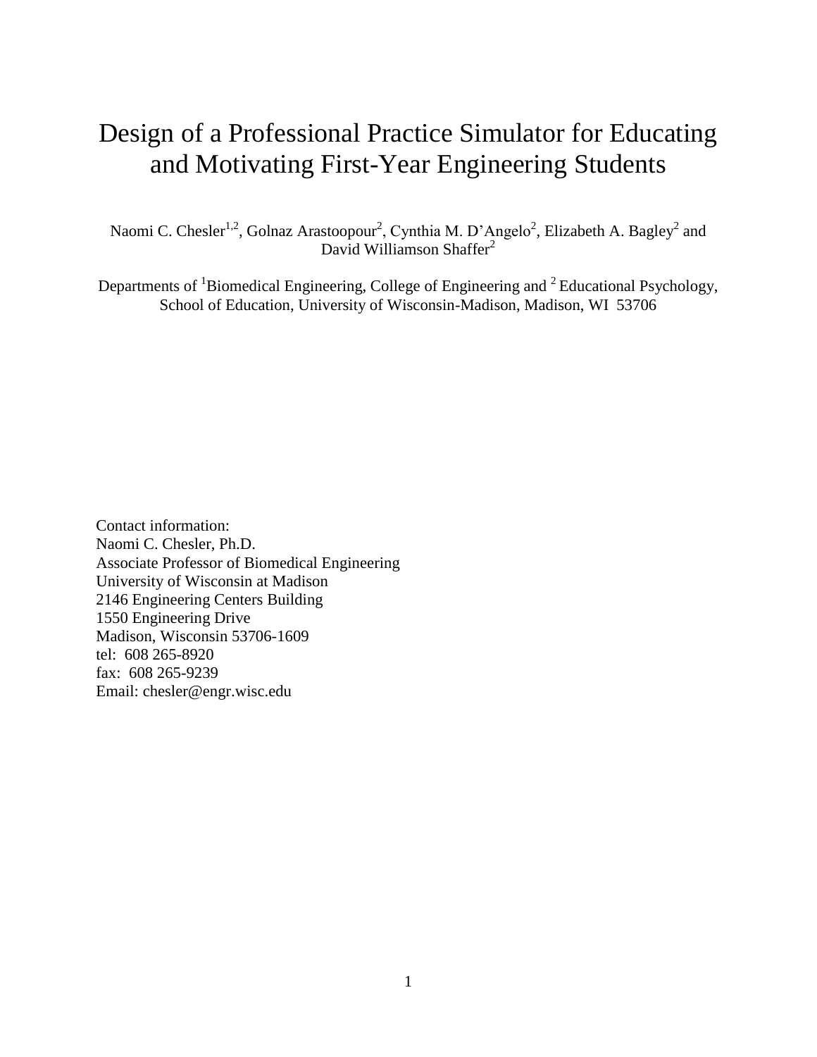# Design of a Professional Practice Simulator for Educating and Motivating First-Year Engineering Students

Naomi C. Chesler[1,2], Golnaz Arastoopour[2], Cynthia M. D'Angelo[2], Elizabeth A. Bagley[2] and David Williamson Shaffer[2]

Departments of [1]Biomedical Engineering, College of Engineering and [2]Educational Psychology, School of Education, University of Wisconsin-Madison, Madison, WI 53706

Contact information:
Naomi C. Chesler, Ph.D.
Associate Professor of Biomedical Engineering
University of Wisconsin at Madison
2146 Engineering Centers Building
1550 Engineering Drive
Madison, Wisconsin 53706-1609
tel: 608 265-8920
fax: 608 265-9239
Email: chesler@engr.wisc.edu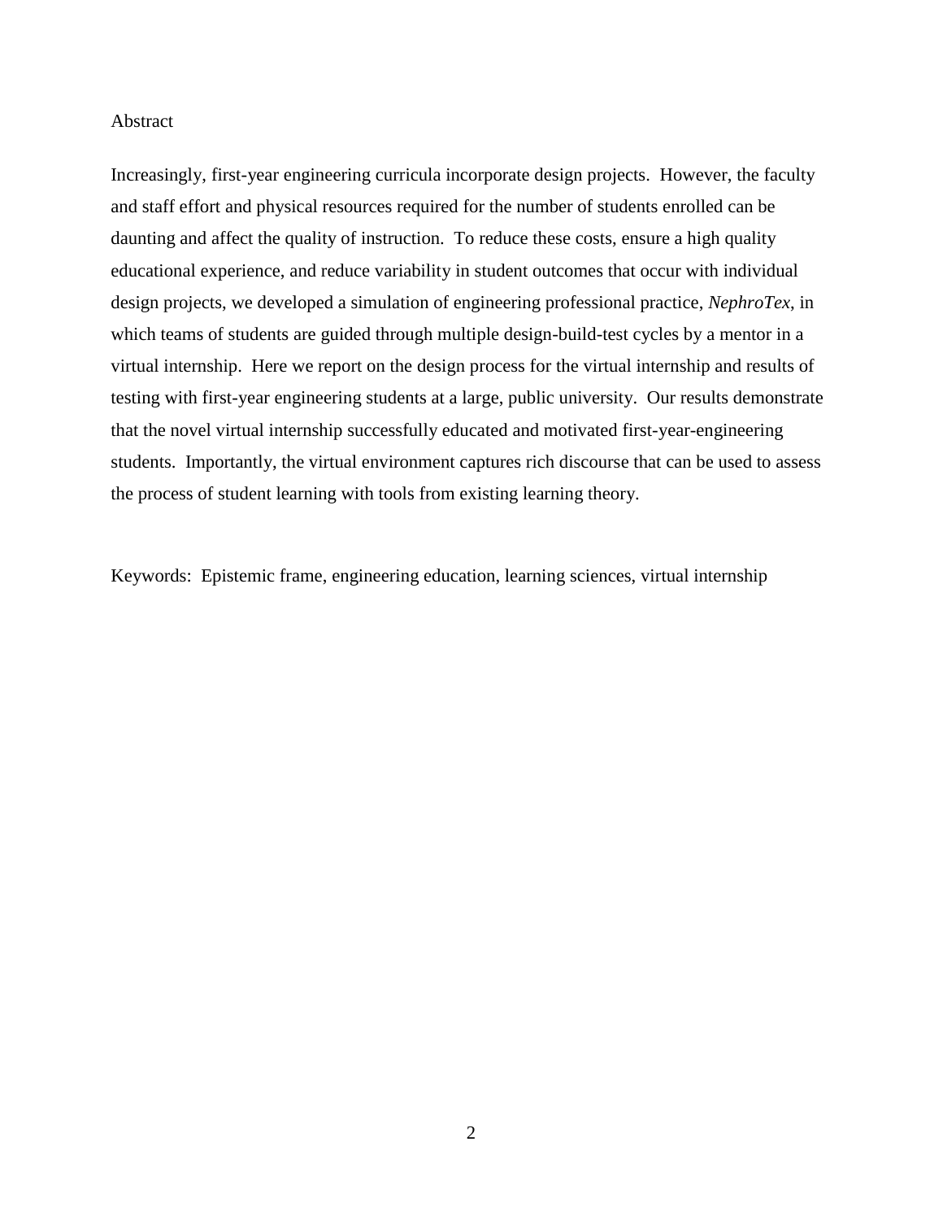## Abstract

Increasingly, first-year engineering curricula incorporate design projects. However, the faculty and staff effort and physical resources required for the number of students enrolled can be daunting and affect the quality of instruction. To reduce these costs, ensure a high quality educational experience, and reduce variability in student outcomes that occur with individual design projects, we developed a simulation of engineering professional practice, *NephroTex*, in which teams of students are guided through multiple design-build-test cycles by a mentor in a virtual internship. Here we report on the design process for the virtual internship and results of testing with first-year engineering students at a large, public university. Our results demonstrate that the novel virtual internship successfully educated and motivated first-year-engineering students. Importantly, the virtual environment captures rich discourse that can be used to assess the process of student learning with tools from existing learning theory.

Keywords: Epistemic frame, engineering education, learning sciences, virtual internship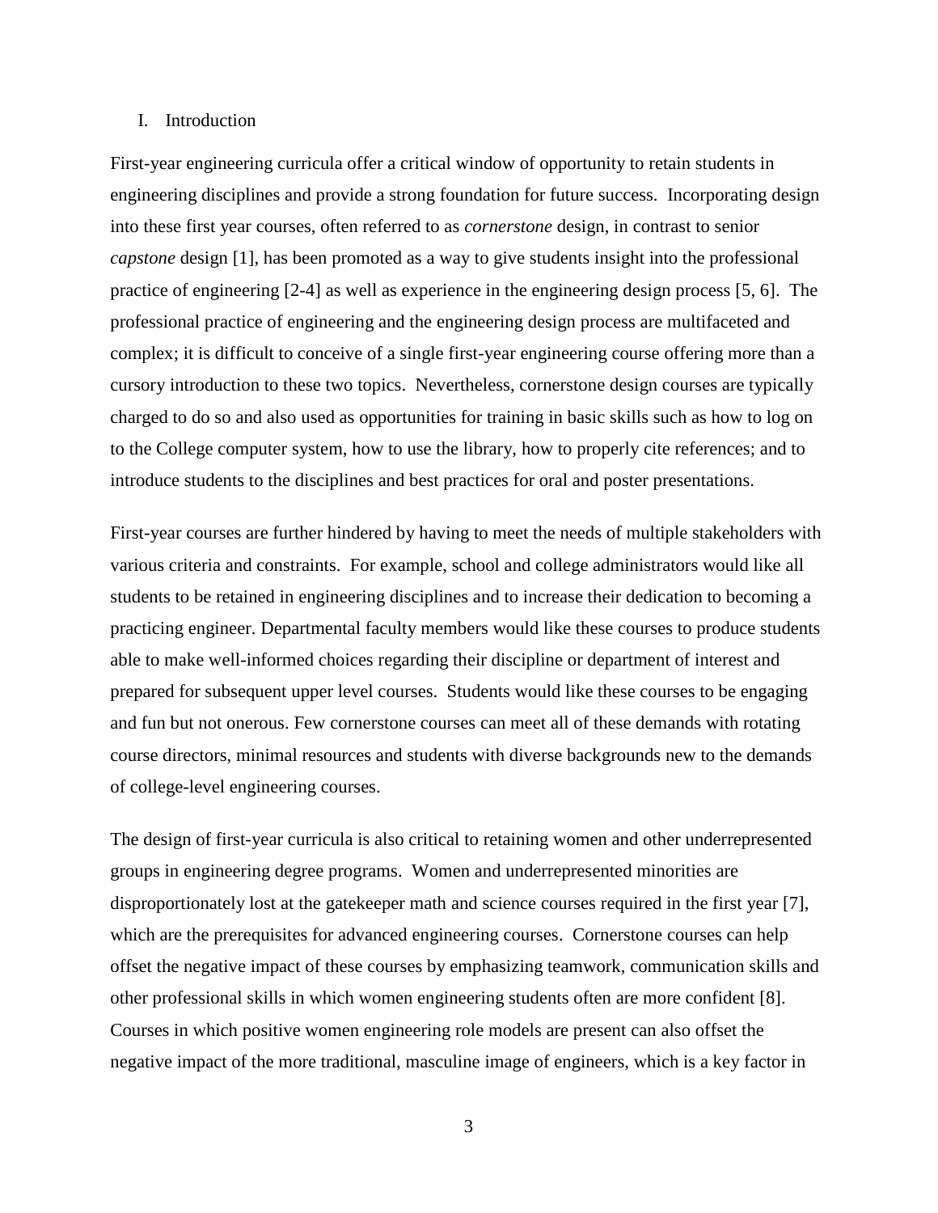## I. Introduction

First-year engineering curricula offer a critical window of opportunity to retain students in engineering disciplines and provide a strong foundation for future success. Incorporating design into these first year courses, often referred to as *cornerstone* design, in contrast to senior *capstone* design [1], has been promoted as a way to give students insight into the professional practice of engineering [2-4] as well as experience in the engineering design process [5, 6]. The professional practice of engineering and the engineering design process are multifaceted and complex; it is difficult to conceive of a single first-year engineering course offering more than a cursory introduction to these two topics. Nevertheless, cornerstone design courses are typically charged to do so and also used as opportunities for training in basic skills such as how to log on to the College computer system, how to use the library, how to properly cite references; and to introduce students to the disciplines and best practices for oral and poster presentations.

First-year courses are further hindered by having to meet the needs of multiple stakeholders with various criteria and constraints. For example, school and college administrators would like all students to be retained in engineering disciplines and to increase their dedication to becoming a practicing engineer. Departmental faculty members would like these courses to produce students able to make well-informed choices regarding their discipline or department of interest and prepared for subsequent upper level courses. Students would like these courses to be engaging and fun but not onerous. Few cornerstone courses can meet all of these demands with rotating course directors, minimal resources and students with diverse backgrounds new to the demands of college-level engineering courses.

The design of first-year curricula is also critical to retaining women and other underrepresented groups in engineering degree programs. Women and underrepresented minorities are disproportionately lost at the gatekeeper math and science courses required in the first year [7], which are the prerequisites for advanced engineering courses. Cornerstone courses can help offset the negative impact of these courses by emphasizing teamwork, communication skills and other professional skills in which women engineering students often are more confident [8]. Courses in which positive women engineering role models are present can also offset the negative impact of the more traditional, masculine image of engineers, which is a key factor in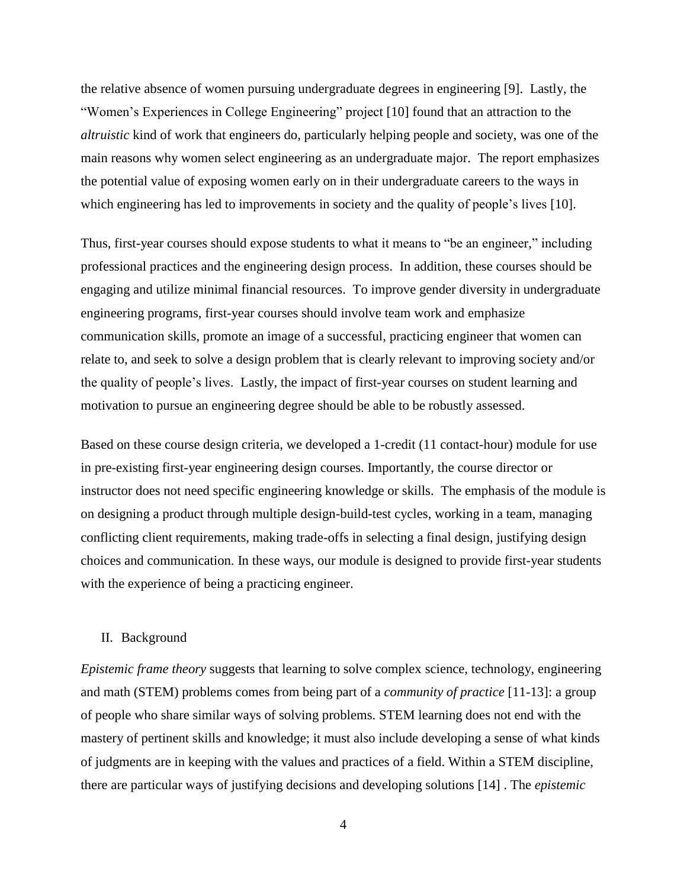the relative absence of women pursuing undergraduate degrees in engineering [9]. Lastly, the "Women's Experiences in College Engineering" project [10] found that an attraction to the *altruistic* kind of work that engineers do, particularly helping people and society, was one of the main reasons why women select engineering as an undergraduate major. The report emphasizes the potential value of exposing women early on in their undergraduate careers to the ways in which engineering has led to improvements in society and the quality of people's lives [10].

Thus, first-year courses should expose students to what it means to "be an engineer," including professional practices and the engineering design process. In addition, these courses should be engaging and utilize minimal financial resources. To improve gender diversity in undergraduate engineering programs, first-year courses should involve team work and emphasize communication skills, promote an image of a successful, practicing engineer that women can relate to, and seek to solve a design problem that is clearly relevant to improving society and/or the quality of people's lives. Lastly, the impact of first-year courses on student learning and motivation to pursue an engineering degree should be able to be robustly assessed.

Based on these course design criteria, we developed a 1-credit (11 contact-hour) module for use in pre-existing first-year engineering design courses. Importantly, the course director or instructor does not need specific engineering knowledge or skills. The emphasis of the module is on designing a product through multiple design-build-test cycles, working in a team, managing conflicting client requirements, making trade-offs in selecting a final design, justifying design choices and communication. In these ways, our module is designed to provide first-year students with the experience of being a practicing engineer.

## II. Background

*Epistemic frame theory* suggests that learning to solve complex science, technology, engineering and math (STEM) problems comes from being part of a *community of practice* [11-13]: a group of people who share similar ways of solving problems. STEM learning does not end with the mastery of pertinent skills and knowledge; it must also include developing a sense of what kinds of judgments are in keeping with the values and practices of a field. Within a STEM discipline, there are particular ways of justifying decisions and developing solutions [14] . The *epistemic*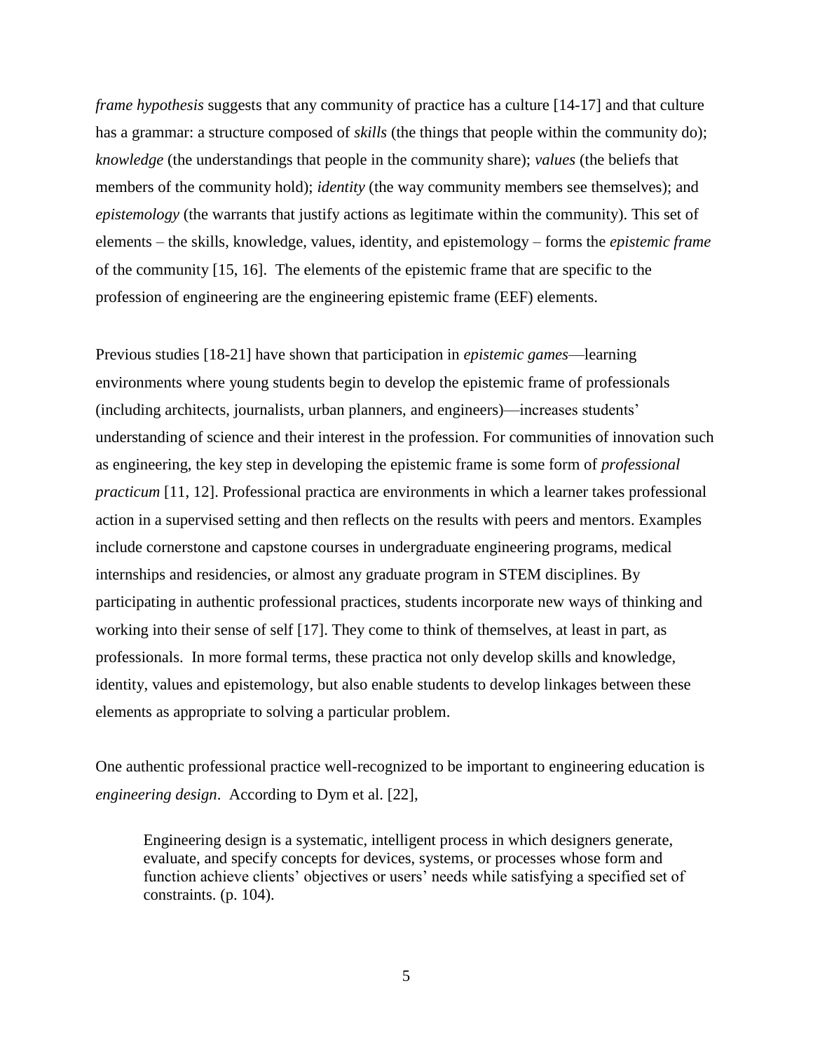*frame hypothesis* suggests that any community of practice has a culture [14-17] and that culture has a grammar: a structure composed of *skills* (the things that people within the community do); *knowledge* (the understandings that people in the community share); *values* (the beliefs that members of the community hold); *identity* (the way community members see themselves); and *epistemology* (the warrants that justify actions as legitimate within the community). This set of elements – the skills, knowledge, values, identity, and epistemology – forms the *epistemic frame* of the community [15, 16]. The elements of the epistemic frame that are specific to the profession of engineering are the engineering epistemic frame (EEF) elements.

Previous studies [18-21] have shown that participation in *epistemic games*—learning environments where young students begin to develop the epistemic frame of professionals (including architects, journalists, urban planners, and engineers)—increases students' understanding of science and their interest in the profession. For communities of innovation such as engineering, the key step in developing the epistemic frame is some form of *professional practicum* [11, 12]. Professional practica are environments in which a learner takes professional action in a supervised setting and then reflects on the results with peers and mentors. Examples include cornerstone and capstone courses in undergraduate engineering programs, medical internships and residencies, or almost any graduate program in STEM disciplines. By participating in authentic professional practices, students incorporate new ways of thinking and working into their sense of self [17]. They come to think of themselves, at least in part, as professionals. In more formal terms, these practica not only develop skills and knowledge, identity, values and epistemology, but also enable students to develop linkages between these elements as appropriate to solving a particular problem.

One authentic professional practice well-recognized to be important to engineering education is *engineering design*. According to Dym et al. [22],

> Engineering design is a systematic, intelligent process in which designers generate, evaluate, and specify concepts for devices, systems, or processes whose form and function achieve clients' objectives or users' needs while satisfying a specified set of constraints. (p. 104).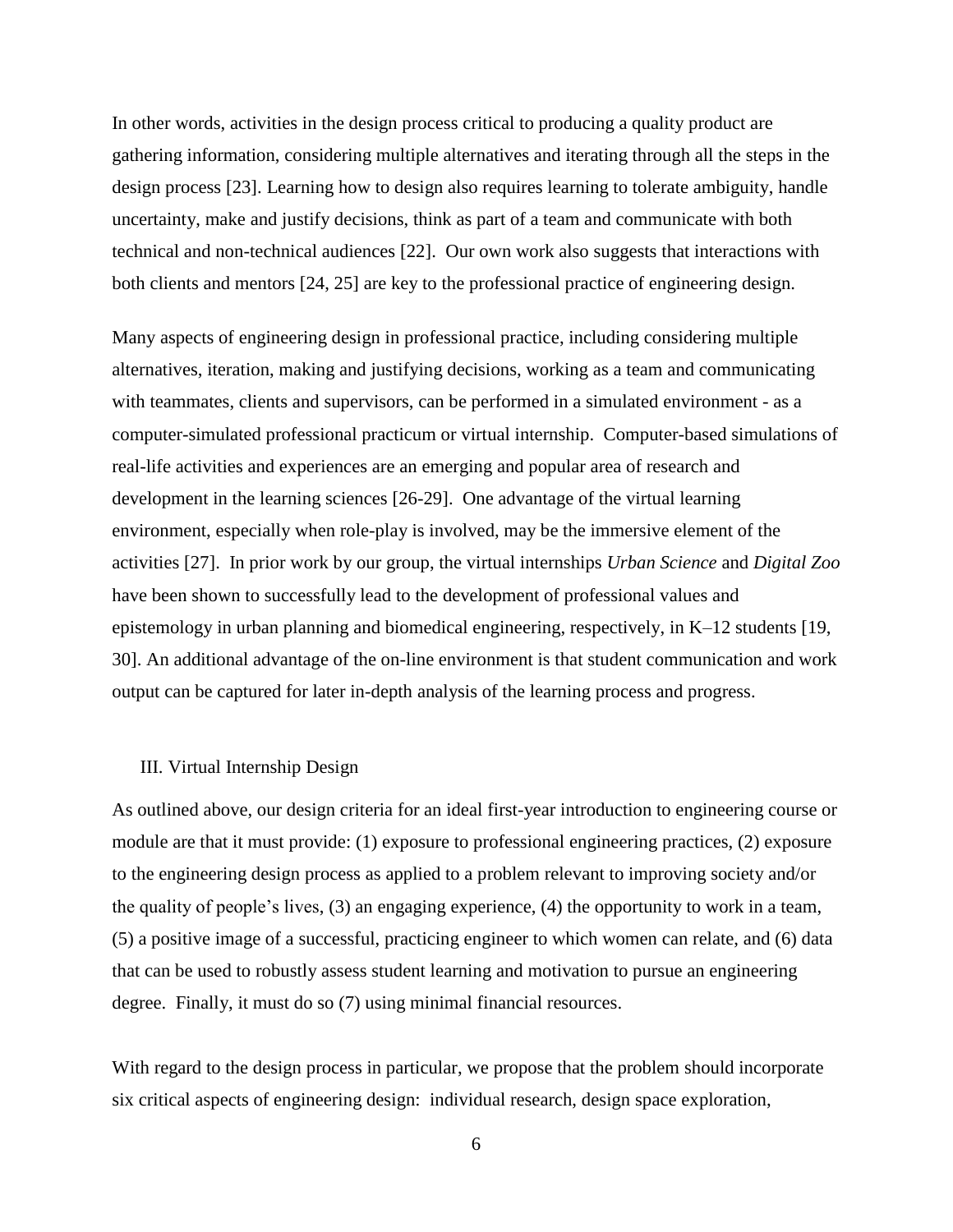In other words, activities in the design process critical to producing a quality product are gathering information, considering multiple alternatives and iterating through all the steps in the design process [23]. Learning how to design also requires learning to tolerate ambiguity, handle uncertainty, make and justify decisions, think as part of a team and communicate with both technical and non-technical audiences [22]. Our own work also suggests that interactions with both clients and mentors [24, 25] are key to the professional practice of engineering design.

Many aspects of engineering design in professional practice, including considering multiple alternatives, iteration, making and justifying decisions, working as a team and communicating with teammates, clients and supervisors, can be performed in a simulated environment - as a computer-simulated professional practicum or virtual internship. Computer-based simulations of real-life activities and experiences are an emerging and popular area of research and development in the learning sciences [26-29]. One advantage of the virtual learning environment, especially when role-play is involved, may be the immersive element of the activities [27]. In prior work by our group, the virtual internships *Urban Science* and *Digital Zoo* have been shown to successfully lead to the development of professional values and epistemology in urban planning and biomedical engineering, respectively, in K–12 students [19, 30]. An additional advantage of the on-line environment is that student communication and work output can be captured for later in-depth analysis of the learning process and progress.

## III. Virtual Internship Design

As outlined above, our design criteria for an ideal first-year introduction to engineering course or module are that it must provide: (1) exposure to professional engineering practices, (2) exposure to the engineering design process as applied to a problem relevant to improving society and/or the quality of people's lives, (3) an engaging experience, (4) the opportunity to work in a team, (5) a positive image of a successful, practicing engineer to which women can relate, and (6) data that can be used to robustly assess student learning and motivation to pursue an engineering degree. Finally, it must do so (7) using minimal financial resources.

With regard to the design process in particular, we propose that the problem should incorporate six critical aspects of engineering design: individual research, design space exploration,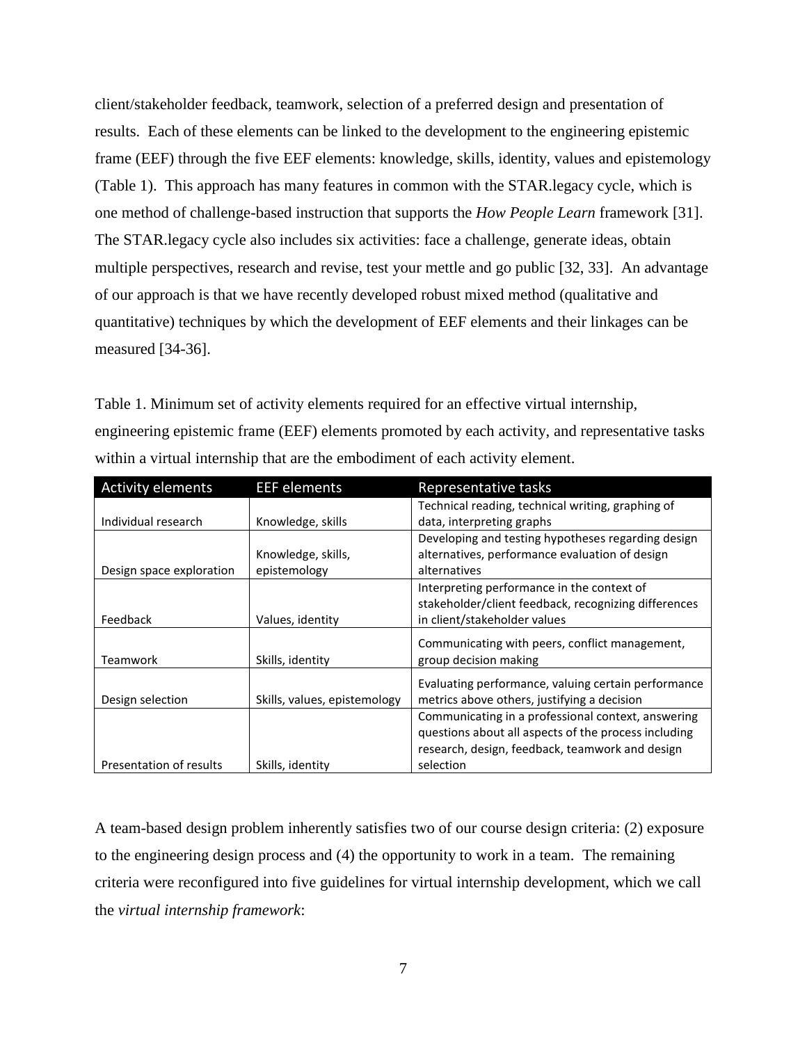client/stakeholder feedback, teamwork, selection of a preferred design and presentation of results. Each of these elements can be linked to the development to the engineering epistemic frame (EEF) through the five EEF elements: knowledge, skills, identity, values and epistemology (Table 1). This approach has many features in common with the STAR.legacy cycle, which is one method of challenge-based instruction that supports the *How People Learn* framework [31]. The STAR.legacy cycle also includes six activities: face a challenge, generate ideas, obtain multiple perspectives, research and revise, test your mettle and go public [32, 33]. An advantage of our approach is that we have recently developed robust mixed method (qualitative and quantitative) techniques by which the development of EEF elements and their linkages can be measured [34-36].

Table 1. Minimum set of activity elements required for an effective virtual internship, engineering epistemic frame (EEF) elements promoted by each activity, and representative tasks within a virtual internship that are the embodiment of each activity element.

| Activity elements | EEF elements | Representative tasks |
|---|---|---|
| Individual research | Knowledge, skills | Technical reading, technical writing, graphing of data, interpreting graphs |
| Design space exploration | Knowledge, skills, epistemology | Developing and testing hypotheses regarding design alternatives, performance evaluation of design alternatives |
| Feedback | Values, identity | Interpreting performance in the context of stakeholder/client feedback, recognizing differences in client/stakeholder values |
| Teamwork | Skills, identity | Communicating with peers, conflict management, group decision making |
| Design selection | Skills, values, epistemology | Evaluating performance, valuing certain performance metrics above others, justifying a decision |
| Presentation of results | Skills, identity | Communicating in a professional context, answering questions about all aspects of the process including research, design, feedback, teamwork and design selection |

A team-based design problem inherently satisfies two of our course design criteria: (2) exposure to the engineering design process and (4) the opportunity to work in a team. The remaining criteria were reconfigured into five guidelines for virtual internship development, which we call the *virtual internship framework*: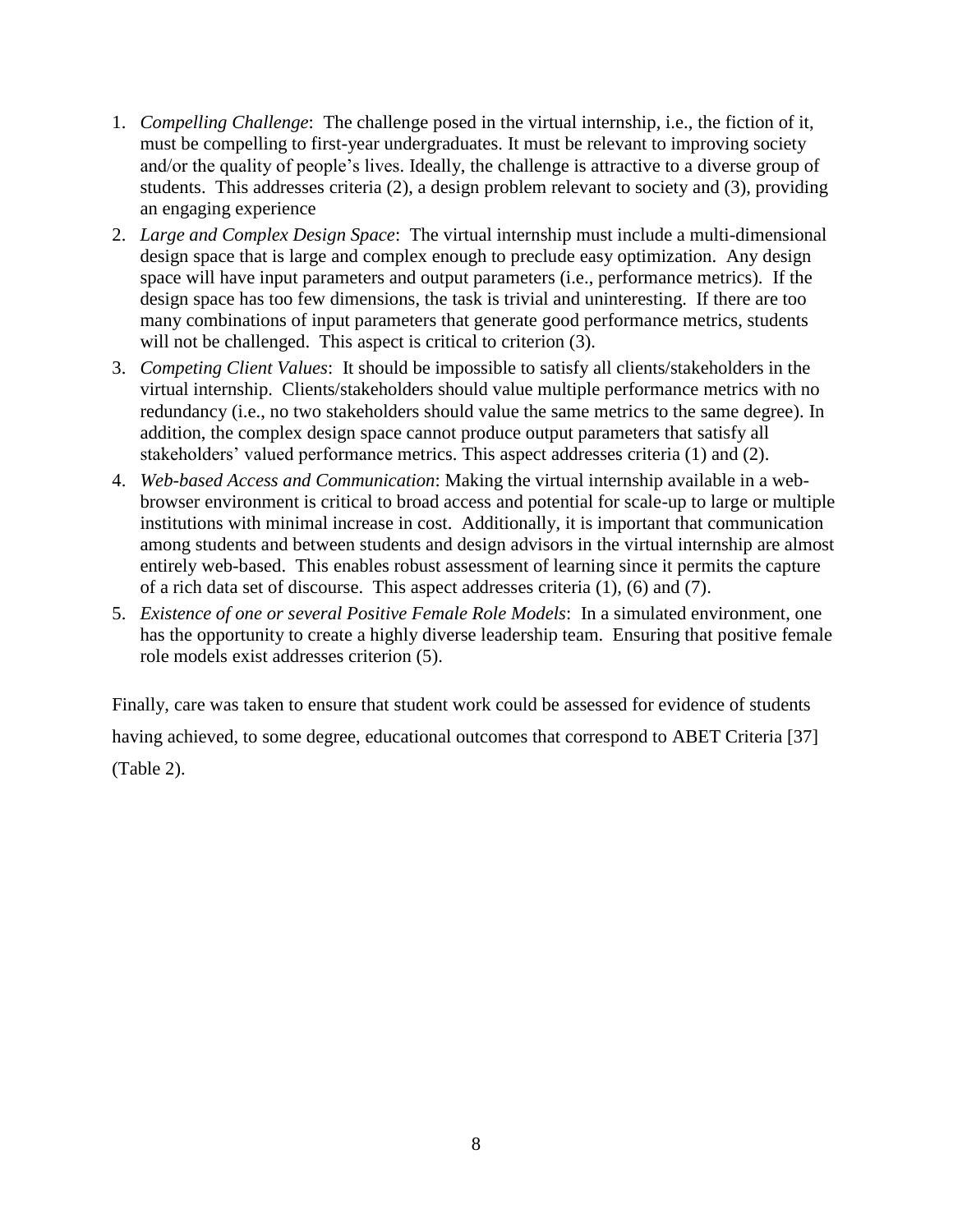1. *Compelling Challenge*: The challenge posed in the virtual internship, i.e., the fiction of it, must be compelling to first-year undergraduates. It must be relevant to improving society and/or the quality of people's lives. Ideally, the challenge is attractive to a diverse group of students. This addresses criteria (2), a design problem relevant to society and (3), providing an engaging experience
2. *Large and Complex Design Space*: The virtual internship must include a multi-dimensional design space that is large and complex enough to preclude easy optimization. Any design space will have input parameters and output parameters (i.e., performance metrics). If the design space has too few dimensions, the task is trivial and uninteresting. If there are too many combinations of input parameters that generate good performance metrics, students will not be challenged. This aspect is critical to criterion (3).
3. *Competing Client Values*: It should be impossible to satisfy all clients/stakeholders in the virtual internship. Clients/stakeholders should value multiple performance metrics with no redundancy (i.e., no two stakeholders should value the same metrics to the same degree). In addition, the complex design space cannot produce output parameters that satisfy all stakeholders' valued performance metrics. This aspect addresses criteria (1) and (2).
4. *Web-based Access and Communication*: Making the virtual internship available in a web-browser environment is critical to broad access and potential for scale-up to large or multiple institutions with minimal increase in cost. Additionally, it is important that communication among students and between students and design advisors in the virtual internship are almost entirely web-based. This enables robust assessment of learning since it permits the capture of a rich data set of discourse. This aspect addresses criteria (1), (6) and (7).
5. *Existence of one or several Positive Female Role Models*: In a simulated environment, one has the opportunity to create a highly diverse leadership team. Ensuring that positive female role models exist addresses criterion (5).

Finally, care was taken to ensure that student work could be assessed for evidence of students having achieved, to some degree, educational outcomes that correspond to ABET Criteria [37] (Table 2).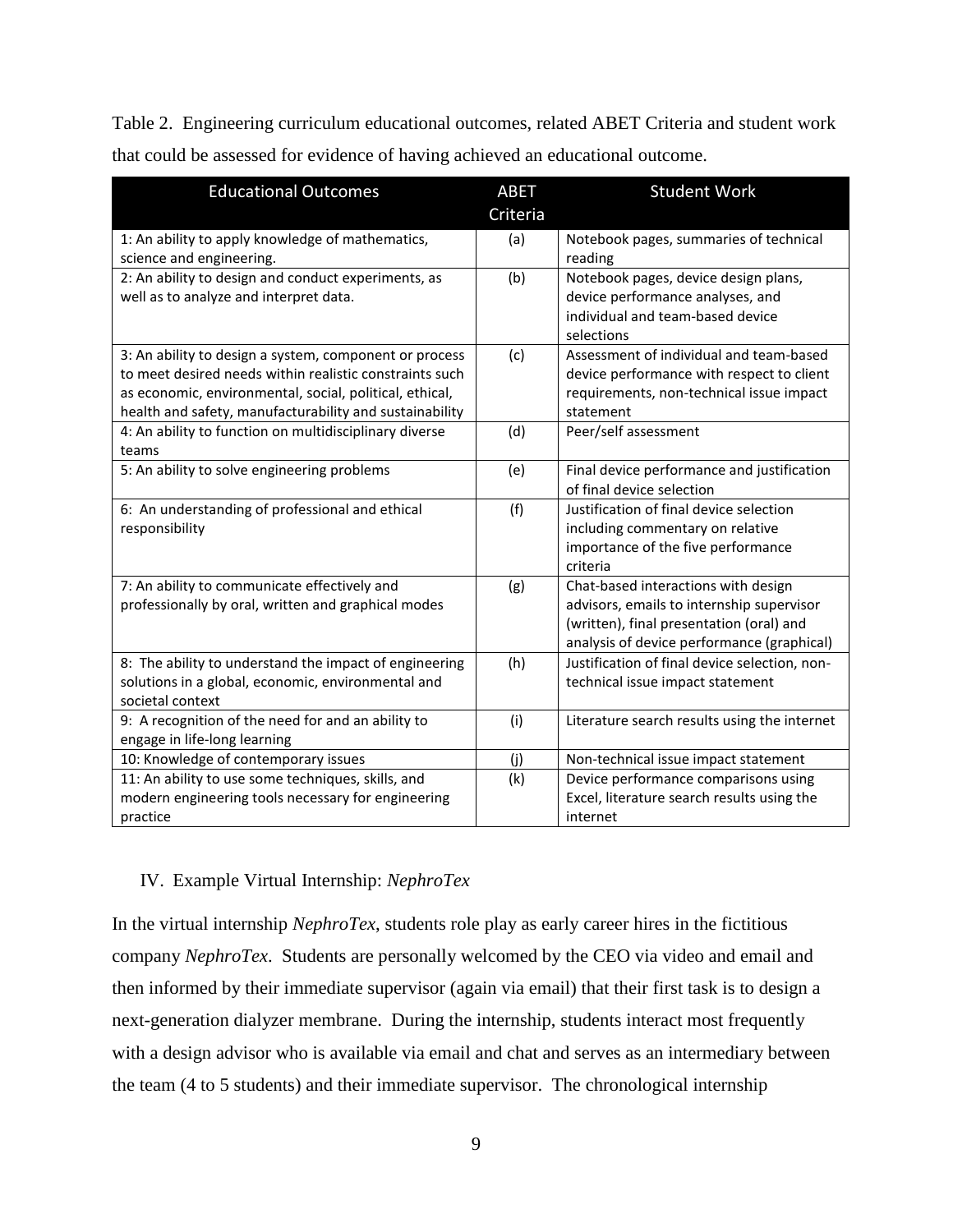Table 2. Engineering curriculum educational outcomes, related ABET Criteria and student work that could be assessed for evidence of having achieved an educational outcome.

| Educational Outcomes | ABET Criteria | Student Work |
|---|---|---|
| 1: An ability to apply knowledge of mathematics, science and engineering. | (a) | Notebook pages, summaries of technical reading |
| 2: An ability to design and conduct experiments, as well as to analyze and interpret data. | (b) | Notebook pages, device design plans, device performance analyses, and individual and team-based device selections |
| 3: An ability to design a system, component or process to meet desired needs within realistic constraints such as economic, environmental, social, political, ethical, health and safety, manufacturability and sustainability | (c) | Assessment of individual and team-based device performance with respect to client requirements, non-technical issue impact statement |
| 4: An ability to function on multidisciplinary diverse teams | (d) | Peer/self assessment |
| 5: An ability to solve engineering problems | (e) | Final device performance and justification of final device selection |
| 6: An understanding of professional and ethical responsibility | (f) | Justification of final device selection including commentary on relative importance of the five performance criteria |
| 7: An ability to communicate effectively and professionally by oral, written and graphical modes | (g) | Chat-based interactions with design advisors, emails to internship supervisor (written), final presentation (oral) and analysis of device performance (graphical) |
| 8: The ability to understand the impact of engineering solutions in a global, economic, environmental and societal context | (h) | Justification of final device selection, non-technical issue impact statement |
| 9: A recognition of the need for and an ability to engage in life-long learning | (i) | Literature search results using the internet |
| 10: Knowledge of contemporary issues | (j) | Non-technical issue impact statement |
| 11: An ability to use some techniques, skills, and modern engineering tools necessary for engineering practice | (k) | Device performance comparisons using Excel, literature search results using the internet |

## IV. Example Virtual Internship: *NephroTex*

In the virtual internship *NephroTex*, students role play as early career hires in the fictitious company *NephroTex*. Students are personally welcomed by the CEO via video and email and then informed by their immediate supervisor (again via email) that their first task is to design a next-generation dialyzer membrane. During the internship, students interact most frequently with a design advisor who is available via email and chat and serves as an intermediary between the team (4 to 5 students) and their immediate supervisor. The chronological internship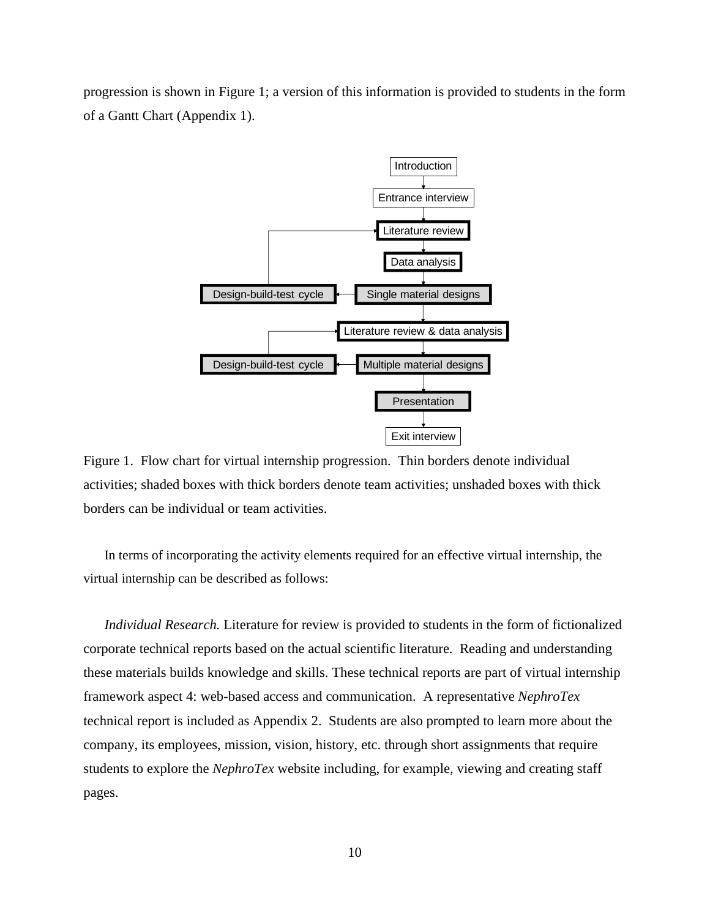progression is shown in Figure 1; a version of this information is provided to students in the form of a Gantt Chart (Appendix 1).

Figure 1. Flow chart for virtual internship progression. Thin borders denote individual activities; shaded boxes with thick borders denote team activities; unshaded boxes with thick borders can be individual or team activities.

In terms of incorporating the activity elements required for an effective virtual internship, the virtual internship can be described as follows:

*Individual Research.* Literature for review is provided to students in the form of fictionalized corporate technical reports based on the actual scientific literature. Reading and understanding these materials builds knowledge and skills. These technical reports are part of virtual internship framework aspect 4: web-based access and communication. A representative *NephroTex* technical report is included as Appendix 2. Students are also prompted to learn more about the company, its employees, mission, vision, history, etc. through short assignments that require students to explore the *NephroTex* website including, for example, viewing and creating staff pages.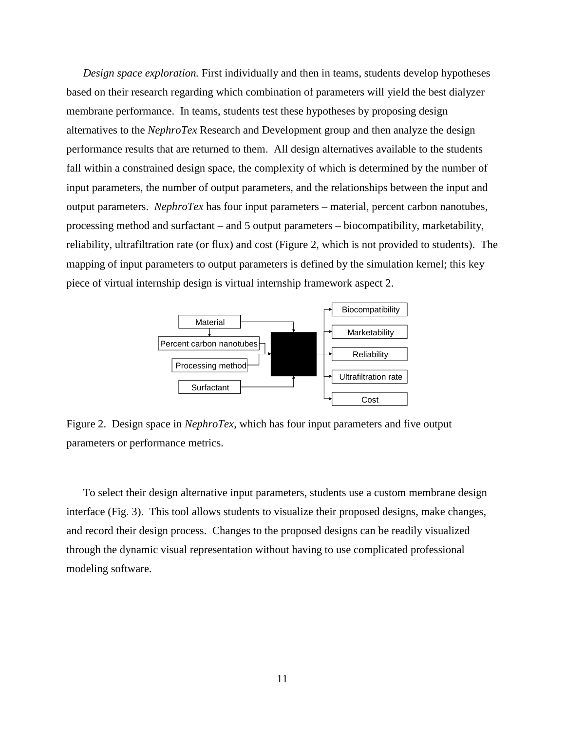*Design space exploration.* First individually and then in teams, students develop hypotheses based on their research regarding which combination of parameters will yield the best dialyzer membrane performance. In teams, students test these hypotheses by proposing design alternatives to the *NephroTex* Research and Development group and then analyze the design performance results that are returned to them. All design alternatives available to the students fall within a constrained design space, the complexity of which is determined by the number of input parameters, the number of output parameters, and the relationships between the input and output parameters. *NephroTex* has four input parameters – material, percent carbon nanotubes, processing method and surfactant – and 5 output parameters – biocompatibility, marketability, reliability, ultrafiltration rate (or flux) and cost (Figure 2, which is not provided to students). The mapping of input parameters to output parameters is defined by the simulation kernel; this key piece of virtual internship design is virtual internship framework aspect 2.

Material

Percent carbon nanotubes

Processing method

Surfactant

Biocompatibility

Marketability

Reliability

Ultrafiltration rate

Cost

Figure 2. Design space in *NephroTex*, which has four input parameters and five output parameters or performance metrics.

To select their design alternative input parameters, students use a custom membrane design interface (Fig. 3). This tool allows students to visualize their proposed designs, make changes, and record their design process. Changes to the proposed designs can be readily visualized through the dynamic visual representation without having to use complicated professional modeling software.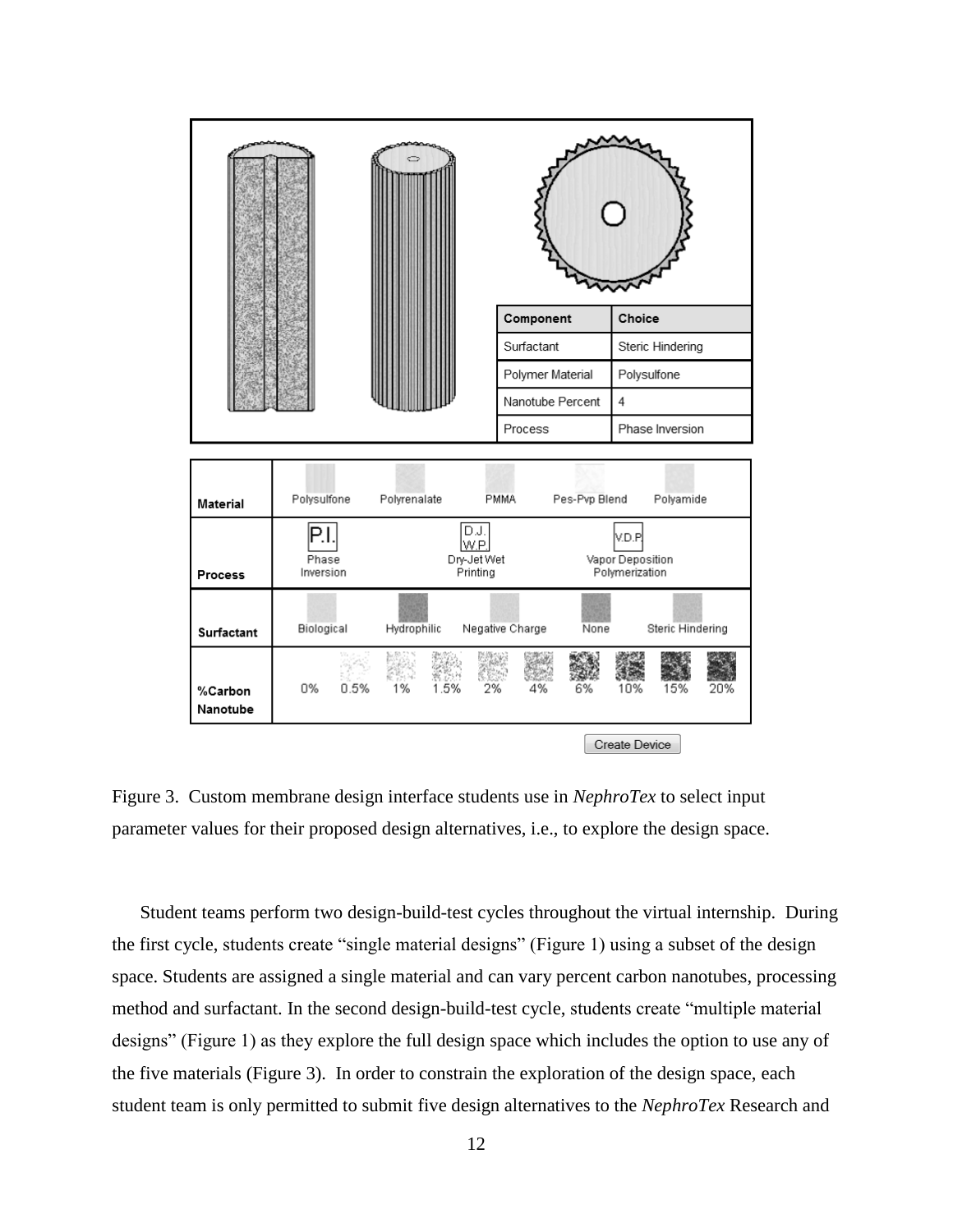| Component | Choice |
| --- | --- |
| Surfactant | Steric Hindering |
| Polymer Material | Polysulfone |
| Nanotube Percent | 4 |
| Process | Phase Inversion |

| | | | | | | | | | | |
| --- | --- | --- | --- | --- | --- | --- | --- | --- | --- | --- |
| **Material** | Polysulfone | Polyrenalate | PMMA | Pes-Pvp Blend | Polyamide | | | | | |
| **Process** | P.I. Phase Inversion | D.J.W.P. Dry-Jet Wet Printing | V.D.P. Vapor Deposition Polymerization | | | | | | | |
| **Surfactant** | Biological | Hydrophilic | Negative Charge | None | Steric Hindering | | | | | |
| **%Carbon Nanotube** | 0% | 0.5% | 1% | 1.5% | 2% | 4% | 6% | 10% | 15% | 20% |

Create Device

Figure 3. Custom membrane design interface students use in *NephroTex* to select input parameter values for their proposed design alternatives, i.e., to explore the design space.

Student teams perform two design-build-test cycles throughout the virtual internship. During the first cycle, students create "single material designs" (Figure 1) using a subset of the design space. Students are assigned a single material and can vary percent carbon nanotubes, processing method and surfactant. In the second design-build-test cycle, students create "multiple material designs" (Figure 1) as they explore the full design space which includes the option to use any of the five materials (Figure 3). In order to constrain the exploration of the design space, each student team is only permitted to submit five design alternatives to the *NephroTex* Research and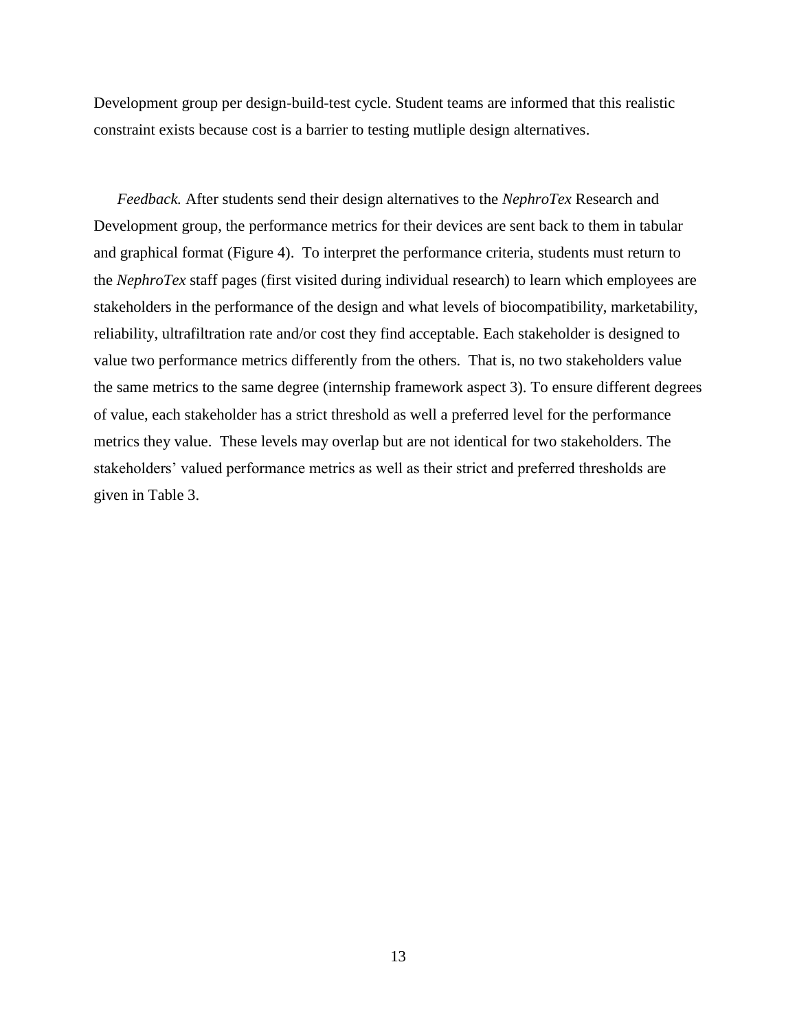Development group per design-build-test cycle. Student teams are informed that this realistic constraint exists because cost is a barrier to testing mutliple design alternatives.

*Feedback.* After students send their design alternatives to the *NephroTex* Research and Development group, the performance metrics for their devices are sent back to them in tabular and graphical format (Figure 4). To interpret the performance criteria, students must return to the *NephroTex* staff pages (first visited during individual research) to learn which employees are stakeholders in the performance of the design and what levels of biocompatibility, marketability, reliability, ultrafiltration rate and/or cost they find acceptable. Each stakeholder is designed to value two performance metrics differently from the others. That is, no two stakeholders value the same metrics to the same degree (internship framework aspect 3). To ensure different degrees of value, each stakeholder has a strict threshold as well a preferred level for the performance metrics they value. These levels may overlap but are not identical for two stakeholders. The stakeholders' valued performance metrics as well as their strict and preferred thresholds are given in Table 3.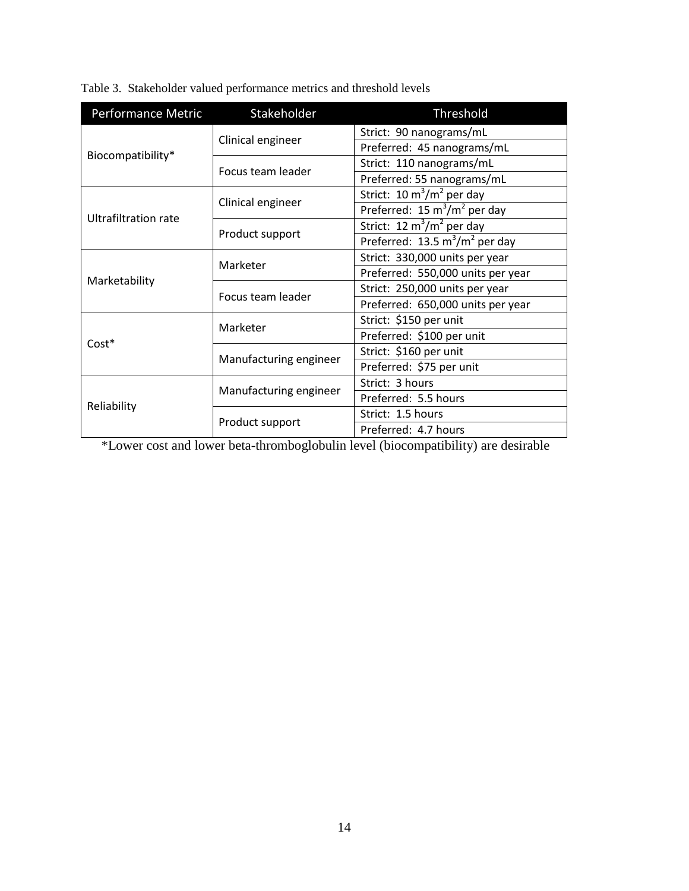Table 3. Stakeholder valued performance metrics and threshold levels

| Performance Metric | Stakeholder | Threshold |
| --- | --- | --- |
| Biocompatibility* | Clinical engineer | Strict: 90 nanograms/mL |
| | | Preferred: 45 nanograms/mL |
| | Focus team leader | Strict: 110 nanograms/mL |
| | | Preferred: 55 nanograms/mL |
| Ultrafiltration rate | Clinical engineer | Strict: 10 $m^3/m^2$ per day |
| | | Preferred: 15 $m^3/m^2$ per day |
| | Product support | Strict: 12 $m^3/m^2$ per day |
| | | Preferred: 13.5 $m^3/m^2$ per day |
| Marketability | Marketer | Strict: 330,000 units per year |
| | | Preferred: 550,000 units per year |
| | Focus team leader | Strict: 250,000 units per year |
| | | Preferred: 650,000 units per year |
| Cost* | Marketer | Strict: $150 per unit |
| | | Preferred: $100 per unit |
| | Manufacturing engineer | Strict: $160 per unit |
| | | Preferred: $75 per unit |
| Reliability | Manufacturing engineer | Strict: 3 hours |
| | | Preferred: 5.5 hours |
| | Product support | Strict: 1.5 hours |
| | | Preferred: 4.7 hours |

*Lower cost and lower beta-thromboglobulin level (biocompatibility) are desirable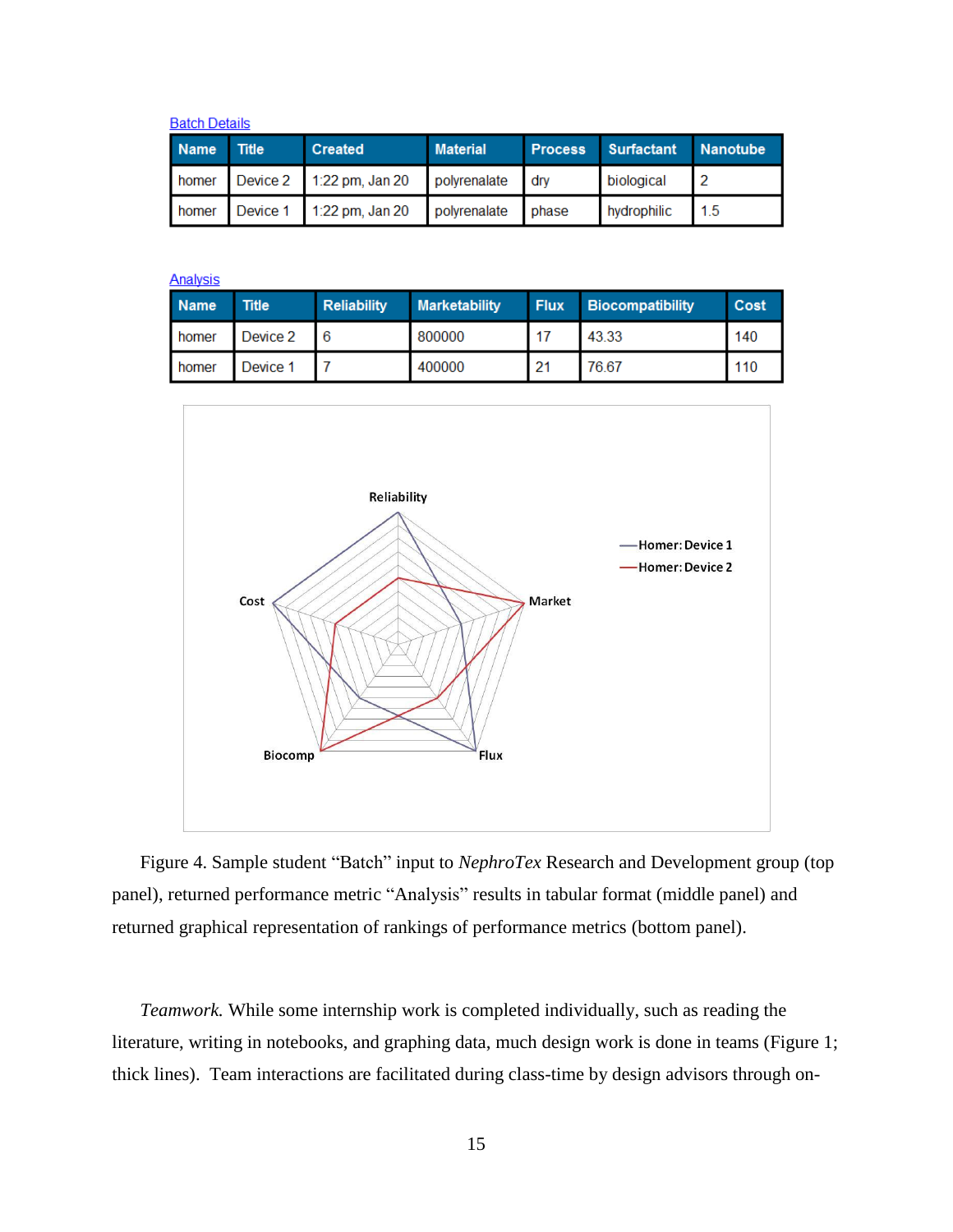Batch Details

| Name | Title | Created | Material | Process | Surfactant | Nanotube |
|---|---|---|---|---|---|---|
| homer | Device 2 | 1:22 pm, Jan 20 | polyrenalate | dry | biological | 2 |
| homer | Device 1 | 1:22 pm, Jan 20 | polyrenalate | phase | hydrophilic | 1.5 |

Analysis

| Name | Title | Reliability | Marketability | Flux | Biocompatibility | Cost |
|---|---|---|---|---|---|---|
| homer | Device 2 | 6 | 800000 | 17 | 43.33 | 140 |
| homer | Device 1 | 7 | 400000 | 21 | 76.67 | 110 |

Figure 4. Sample student "Batch" input to *NephroTex* Research and Development group (top panel), returned performance metric "Analysis" results in tabular format (middle panel) and returned graphical representation of rankings of performance metrics (bottom panel).

*Teamwork.* While some internship work is completed individually, such as reading the literature, writing in notebooks, and graphing data, much design work is done in teams (Figure 1; thick lines). Team interactions are facilitated during class-time by design advisors through on-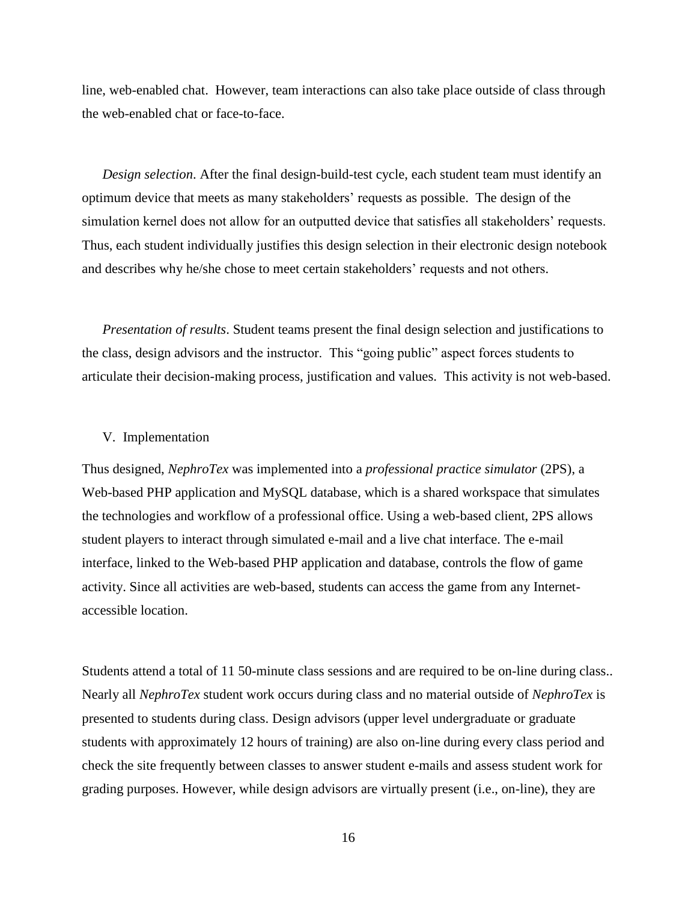line, web-enabled chat. However, team interactions can also take place outside of class through the web-enabled chat or face-to-face.

*Design selection*. After the final design-build-test cycle, each student team must identify an optimum device that meets as many stakeholders' requests as possible. The design of the simulation kernel does not allow for an outputted device that satisfies all stakeholders' requests. Thus, each student individually justifies this design selection in their electronic design notebook and describes why he/she chose to meet certain stakeholders' requests and not others.

*Presentation of results*. Student teams present the final design selection and justifications to the class, design advisors and the instructor. This "going public" aspect forces students to articulate their decision-making process, justification and values. This activity is not web-based.

## V. Implementation

Thus designed, *NephroTex* was implemented into a *professional practice simulator* (2PS), a Web-based PHP application and MySQL database, which is a shared workspace that simulates the technologies and workflow of a professional office. Using a web-based client, 2PS allows student players to interact through simulated e-mail and a live chat interface. The e-mail interface, linked to the Web-based PHP application and database, controls the flow of game activity. Since all activities are web-based, students can access the game from any Internet-accessible location.

Students attend a total of 11 50-minute class sessions and are required to be on-line during class.. Nearly all *NephroTex* student work occurs during class and no material outside of *NephroTex* is presented to students during class. Design advisors (upper level undergraduate or graduate students with approximately 12 hours of training) are also on-line during every class period and check the site frequently between classes to answer student e-mails and assess student work for grading purposes. However, while design advisors are virtually present (i.e., on-line), they are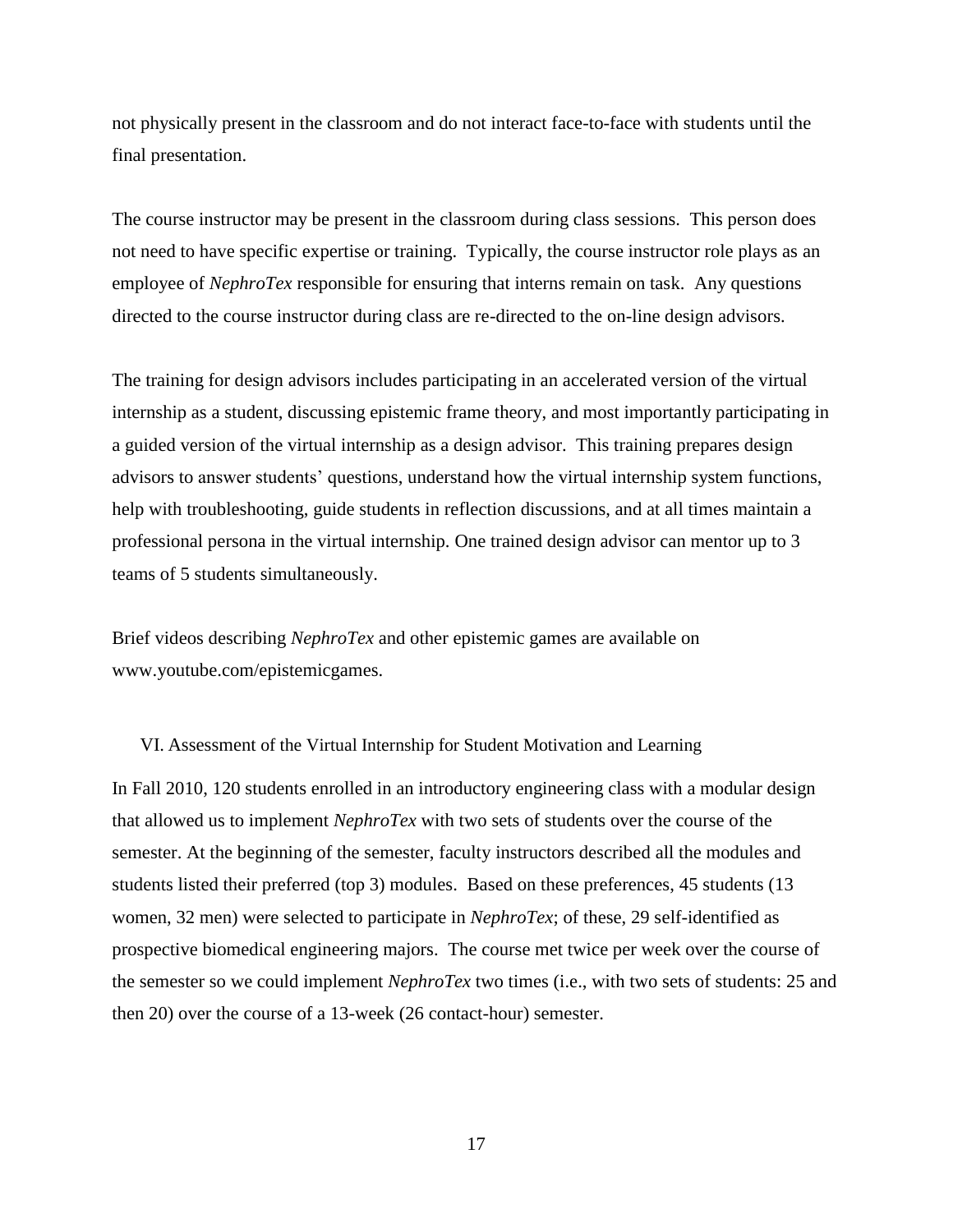not physically present in the classroom and do not interact face-to-face with students until the final presentation.

The course instructor may be present in the classroom during class sessions. This person does not need to have specific expertise or training. Typically, the course instructor role plays as an employee of *NephroTex* responsible for ensuring that interns remain on task. Any questions directed to the course instructor during class are re-directed to the on-line design advisors.

The training for design advisors includes participating in an accelerated version of the virtual internship as a student, discussing epistemic frame theory, and most importantly participating in a guided version of the virtual internship as a design advisor. This training prepares design advisors to answer students' questions, understand how the virtual internship system functions, help with troubleshooting, guide students in reflection discussions, and at all times maintain a professional persona in the virtual internship. One trained design advisor can mentor up to 3 teams of 5 students simultaneously.

Brief videos describing *NephroTex* and other epistemic games are available on www.youtube.com/epistemicgames.

## VI. Assessment of the Virtual Internship for Student Motivation and Learning

In Fall 2010, 120 students enrolled in an introductory engineering class with a modular design that allowed us to implement *NephroTex* with two sets of students over the course of the semester. At the beginning of the semester, faculty instructors described all the modules and students listed their preferred (top 3) modules. Based on these preferences, 45 students (13 women, 32 men) were selected to participate in *NephroTex*; of these, 29 self-identified as prospective biomedical engineering majors. The course met twice per week over the course of the semester so we could implement *NephroTex* two times (i.e., with two sets of students: 25 and then 20) over the course of a 13-week (26 contact-hour) semester.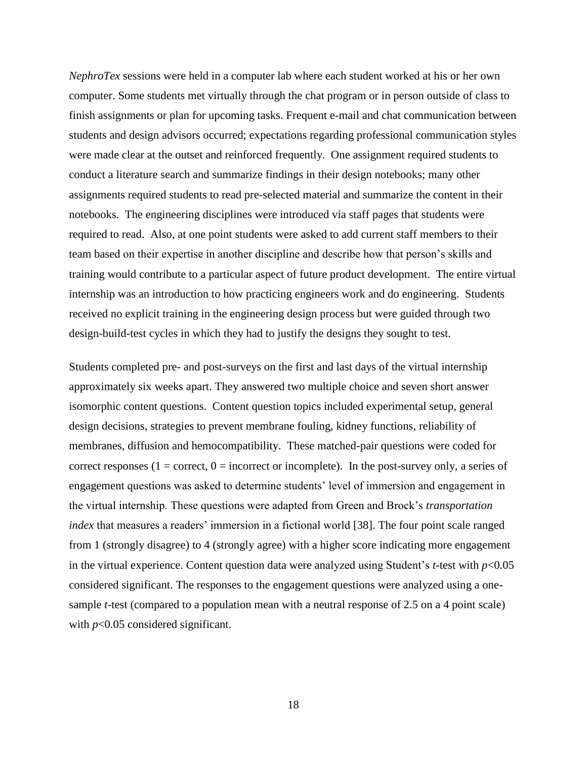*NephroTex* sessions were held in a computer lab where each student worked at his or her own computer. Some students met virtually through the chat program or in person outside of class to finish assignments or plan for upcoming tasks. Frequent e-mail and chat communication between students and design advisors occurred; expectations regarding professional communication styles were made clear at the outset and reinforced frequently. One assignment required students to conduct a literature search and summarize findings in their design notebooks; many other assignments required students to read pre-selected material and summarize the content in their notebooks. The engineering disciplines were introduced via staff pages that students were required to read. Also, at one point students were asked to add current staff members to their team based on their expertise in another discipline and describe how that person's skills and training would contribute to a particular aspect of future product development. The entire virtual internship was an introduction to how practicing engineers work and do engineering. Students received no explicit training in the engineering design process but were guided through two design-build-test cycles in which they had to justify the designs they sought to test.

Students completed pre- and post-surveys on the first and last days of the virtual internship approximately six weeks apart. They answered two multiple choice and seven short answer isomorphic content questions. Content question topics included experimental setup, general design decisions, strategies to prevent membrane fouling, kidney functions, reliability of membranes, diffusion and hemocompatibility. These matched-pair questions were coded for correct responses (1 = correct, 0 = incorrect or incomplete). In the post-survey only, a series of engagement questions was asked to determine students' level of immersion and engagement in the virtual internship. These questions were adapted from Green and Brock's *transportation index* that measures a readers' immersion in a fictional world [38]. The four point scale ranged from 1 (strongly disagree) to 4 (strongly agree) with a higher score indicating more engagement in the virtual experience. Content question data were analyzed using Student's *t*-test with $p<0.05$ considered significant. The responses to the engagement questions were analyzed using a one-sample *t*-test (compared to a population mean with a neutral response of 2.5 on a 4 point scale) with $p<0.05$ considered significant.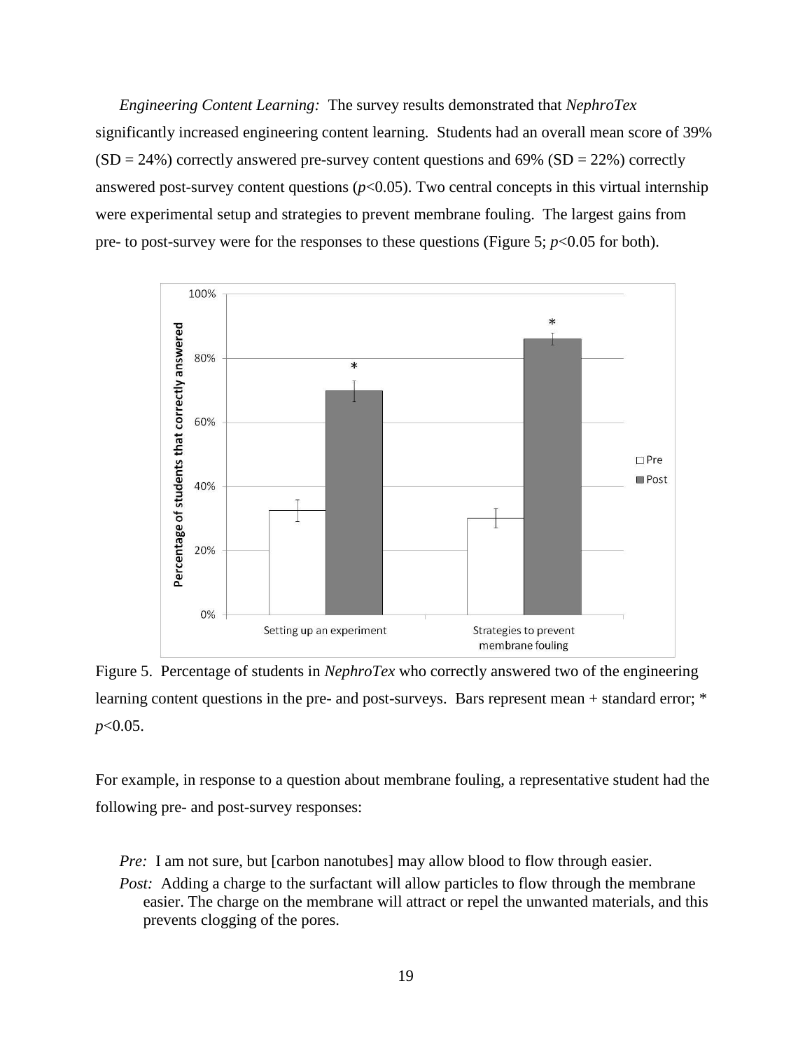*Engineering Content Learning:* The survey results demonstrated that *NephroTex* significantly increased engineering content learning. Students had an overall mean score of 39% (SD = 24%) correctly answered pre-survey content questions and 69% (SD = 22%) correctly answered post-survey content questions ($p<0.05$). Two central concepts in this virtual internship were experimental setup and strategies to prevent membrane fouling. The largest gains from pre- to post-survey were for the responses to these questions (Figure 5; $p<0.05$ for both).

Figure 5. Percentage of students in *NephroTex* who correctly answered two of the engineering learning content questions in the pre- and post-surveys. Bars represent mean + standard error; * $p<0.05$.

For example, in response to a question about membrane fouling, a representative student had the following pre- and post-survey responses:

*Pre:* I am not sure, but [carbon nanotubes] may allow blood to flow through easier.

*Post:* Adding a charge to the surfactant will allow particles to flow through the membrane easier. The charge on the membrane will attract or repel the unwanted materials, and this prevents clogging of the pores.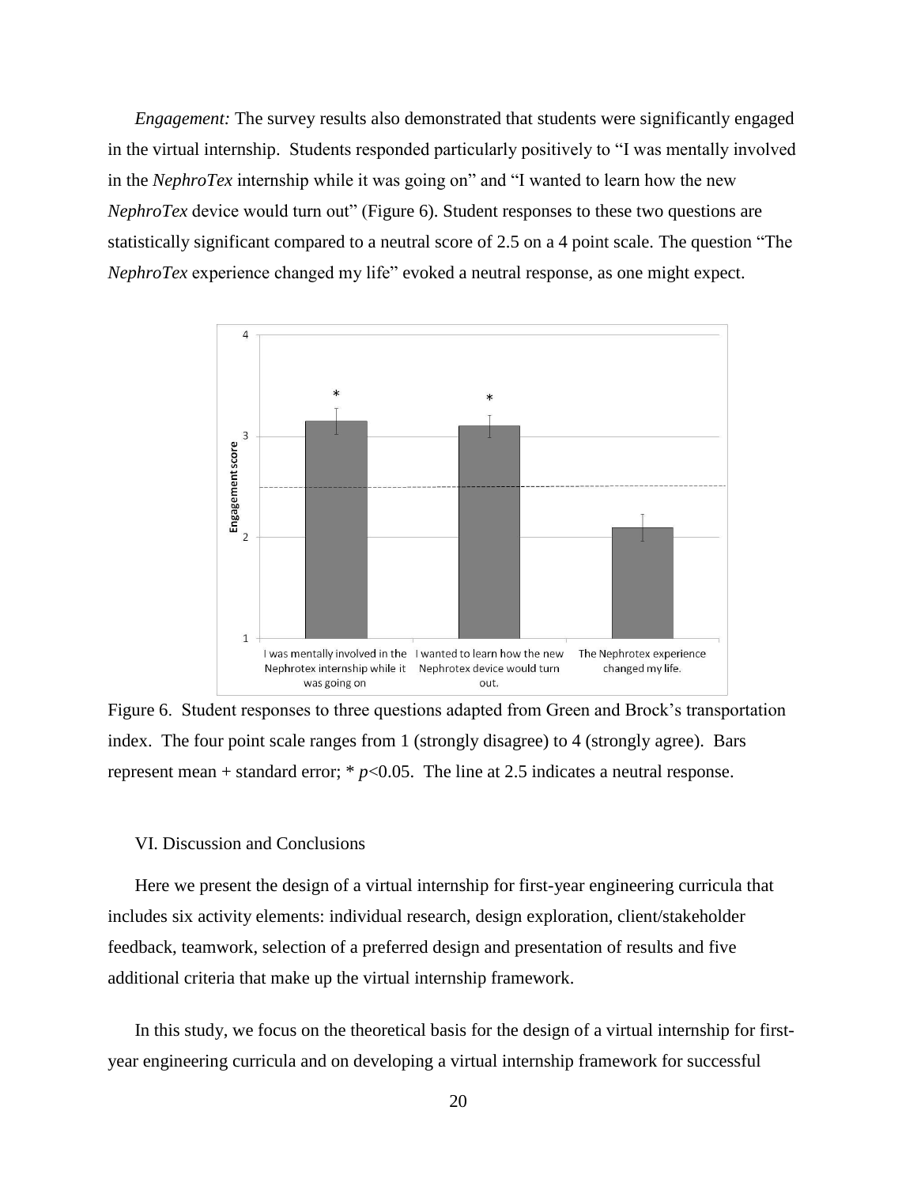*Engagement:* The survey results also demonstrated that students were significantly engaged in the virtual internship. Students responded particularly positively to "I was mentally involved in the *NephroTex* internship while it was going on" and "I wanted to learn how the new *NephroTex* device would turn out" (Figure 6). Student responses to these two questions are statistically significant compared to a neutral score of 2.5 on a 4 point scale. The question "The *NephroTex* experience changed my life" evoked a neutral response, as one might expect.

Figure 6. Student responses to three questions adapted from Green and Brock's transportation index. The four point scale ranges from 1 (strongly disagree) to 4 (strongly agree). Bars represent mean + standard error; * $p<0.05$. The line at 2.5 indicates a neutral response.

VI. Discussion and Conclusions

Here we present the design of a virtual internship for first-year engineering curricula that includes six activity elements: individual research, design exploration, client/stakeholder feedback, teamwork, selection of a preferred design and presentation of results and five additional criteria that make up the virtual internship framework.

In this study, we focus on the theoretical basis for the design of a virtual internship for first-year engineering curricula and on developing a virtual internship framework for successful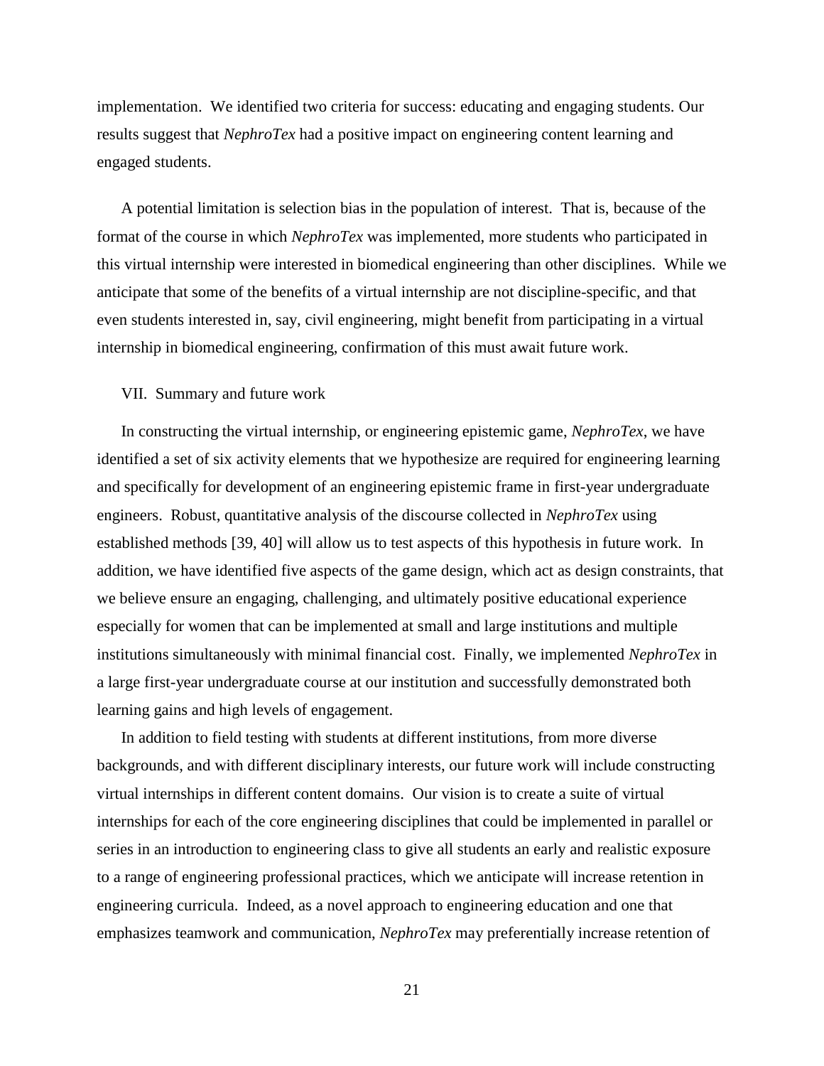implementation. We identified two criteria for success: educating and engaging students. Our results suggest that *NephroTex* had a positive impact on engineering content learning and engaged students.

A potential limitation is selection bias in the population of interest. That is, because of the format of the course in which *NephroTex* was implemented, more students who participated in this virtual internship were interested in biomedical engineering than other disciplines. While we anticipate that some of the benefits of a virtual internship are not discipline-specific, and that even students interested in, say, civil engineering, might benefit from participating in a virtual internship in biomedical engineering, confirmation of this must await future work.

## VII. Summary and future work

In constructing the virtual internship, or engineering epistemic game, *NephroTex*, we have identified a set of six activity elements that we hypothesize are required for engineering learning and specifically for development of an engineering epistemic frame in first-year undergraduate engineers. Robust, quantitative analysis of the discourse collected in *NephroTex* using established methods [39, 40] will allow us to test aspects of this hypothesis in future work. In addition, we have identified five aspects of the game design, which act as design constraints, that we believe ensure an engaging, challenging, and ultimately positive educational experience especially for women that can be implemented at small and large institutions and multiple institutions simultaneously with minimal financial cost. Finally, we implemented *NephroTex* in a large first-year undergraduate course at our institution and successfully demonstrated both learning gains and high levels of engagement.

In addition to field testing with students at different institutions, from more diverse backgrounds, and with different disciplinary interests, our future work will include constructing virtual internships in different content domains. Our vision is to create a suite of virtual internships for each of the core engineering disciplines that could be implemented in parallel or series in an introduction to engineering class to give all students an early and realistic exposure to a range of engineering professional practices, which we anticipate will increase retention in engineering curricula. Indeed, as a novel approach to engineering education and one that emphasizes teamwork and communication, *NephroTex* may preferentially increase retention of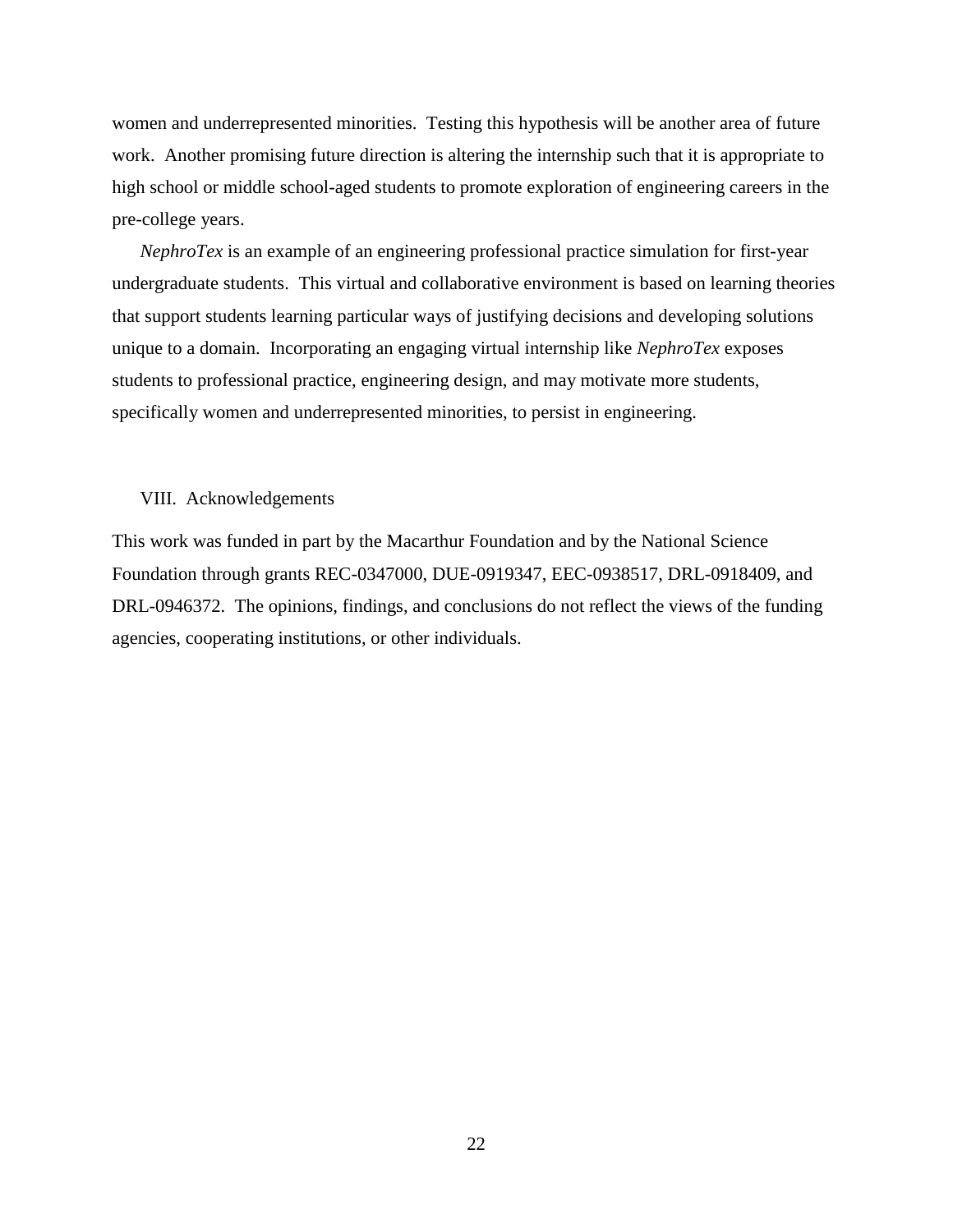women and underrepresented minorities. Testing this hypothesis will be another area of future work. Another promising future direction is altering the internship such that it is appropriate to high school or middle school-aged students to promote exploration of engineering careers in the pre-college years.

*NephroTex* is an example of an engineering professional practice simulation for first-year undergraduate students. This virtual and collaborative environment is based on learning theories that support students learning particular ways of justifying decisions and developing solutions unique to a domain. Incorporating an engaging virtual internship like *NephroTex* exposes students to professional practice, engineering design, and may motivate more students, specifically women and underrepresented minorities, to persist in engineering.

## VIII. Acknowledgements

This work was funded in part by the Macarthur Foundation and by the National Science Foundation through grants REC-0347000, DUE-0919347, EEC-0938517, DRL-0918409, and DRL-0946372. The opinions, findings, and conclusions do not reflect the views of the funding agencies, cooperating institutions, or other individuals.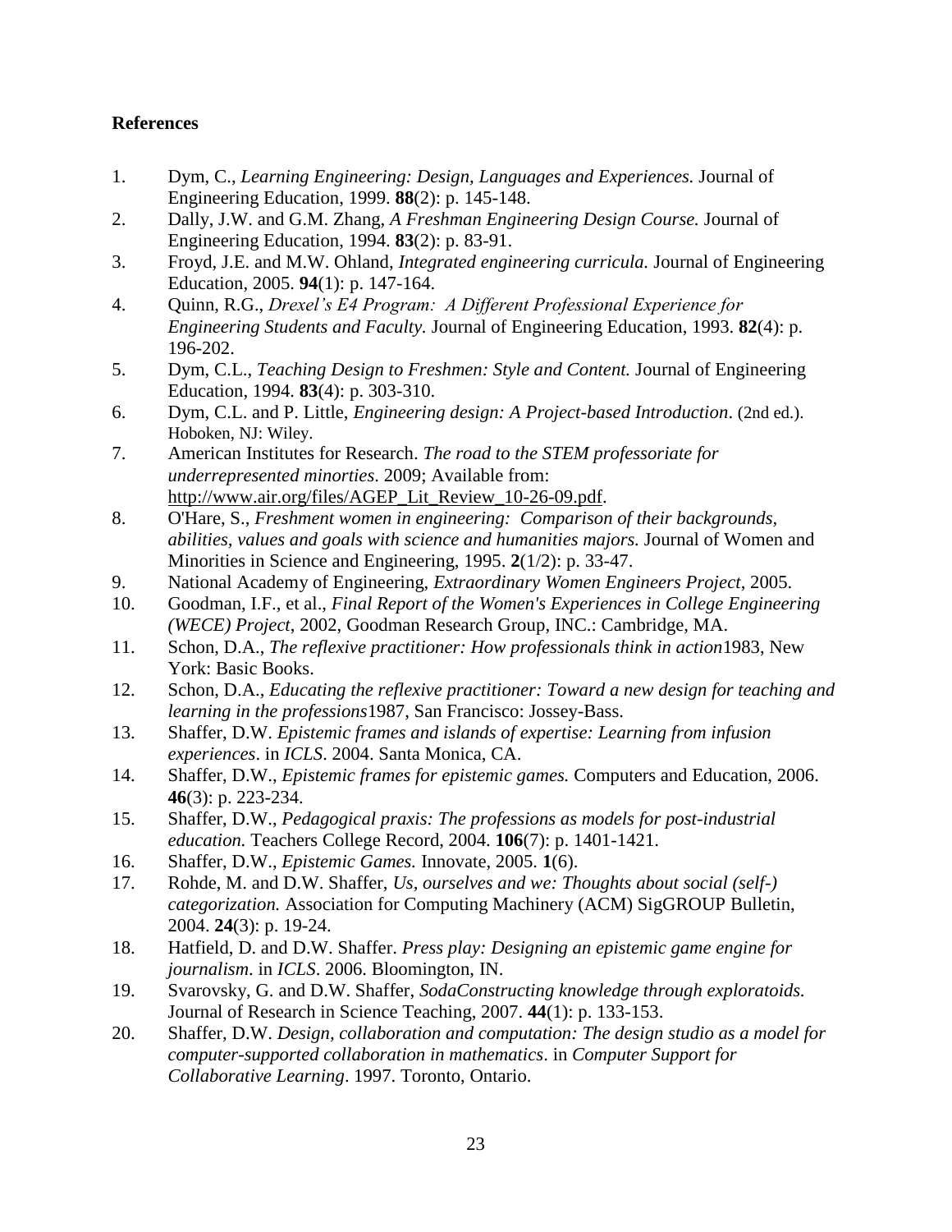**References**

1. Dym, C., *Learning Engineering: Design, Languages and Experiences.* Journal of Engineering Education, 1999. **88**(2): p. 145-148.
2. Dally, J.W. and G.M. Zhang, *A Freshman Engineering Design Course.* Journal of Engineering Education, 1994. **83**(2): p. 83-91.
3. Froyd, J.E. and M.W. Ohland, *Integrated engineering curricula.* Journal of Engineering Education, 2005. **94**(1): p. 147-164.
4. Quinn, R.G., *Drexel's E4 Program: A Different Professional Experience for Engineering Students and Faculty.* Journal of Engineering Education, 1993. **82**(4): p. 196-202.
5. Dym, C.L., *Teaching Design to Freshmen: Style and Content.* Journal of Engineering Education, 1994. **83**(4): p. 303-310.
6. Dym, C.L. and P. Little, *Engineering design: A Project-based Introduction*. (2nd ed.). Hoboken, NJ: Wiley.
7. American Institutes for Research. *The road to the STEM professoriate for underrepresented minorities*. 2009; Available from: http://www.air.org/files/AGEP_Lit_Review_10-26-09.pdf.
8. O'Hare, S., *Freshment women in engineering: Comparison of their backgrounds, abilities, values and goals with science and humanities majors.* Journal of Women and Minorities in Science and Engineering, 1995. **2**(1/2): p. 33-47.
9. National Academy of Engineering, *Extraordinary Women Engineers Project*, 2005.
10. Goodman, I.F., et al., *Final Report of the Women's Experiences in College Engineering (WECE) Project*, 2002, Goodman Research Group, INC.: Cambridge, MA.
11. Schon, D.A., *The reflexive practitioner: How professionals think in action*1983, New York: Basic Books.
12. Schon, D.A., *Educating the reflexive practitioner: Toward a new design for teaching and learning in the professions*1987, San Francisco: Jossey-Bass.
13. Shaffer, D.W. *Epistemic frames and islands of expertise: Learning from infusion experiences*. in *ICLS*. 2004. Santa Monica, CA.
14. Shaffer, D.W., *Epistemic frames for epistemic games.* Computers and Education, 2006. **46**(3): p. 223-234.
15. Shaffer, D.W., *Pedagogical praxis: The professions as models for post-industrial education.* Teachers College Record, 2004. **106**(7): p. 1401-1421.
16. Shaffer, D.W., *Epistemic Games.* Innovate, 2005. **1**(6).
17. Rohde, M. and D.W. Shaffer, *Us, ourselves and we: Thoughts about social (self-) categorization.* Association for Computing Machinery (ACM) SigGROUP Bulletin, 2004. **24**(3): p. 19-24.
18. Hatfield, D. and D.W. Shaffer. *Press play: Designing an epistemic game engine for journalism*. in *ICLS*. 2006. Bloomington, IN.
19. Svarovsky, G. and D.W. Shaffer, *SodaConstructing knowledge through exploratoids.* Journal of Research in Science Teaching, 2007. **44**(1): p. 133-153.
20. Shaffer, D.W. *Design, collaboration and computation: The design studio as a model for computer-supported collaboration in mathematics*. in *Computer Support for Collaborative Learning*. 1997. Toronto, Ontario.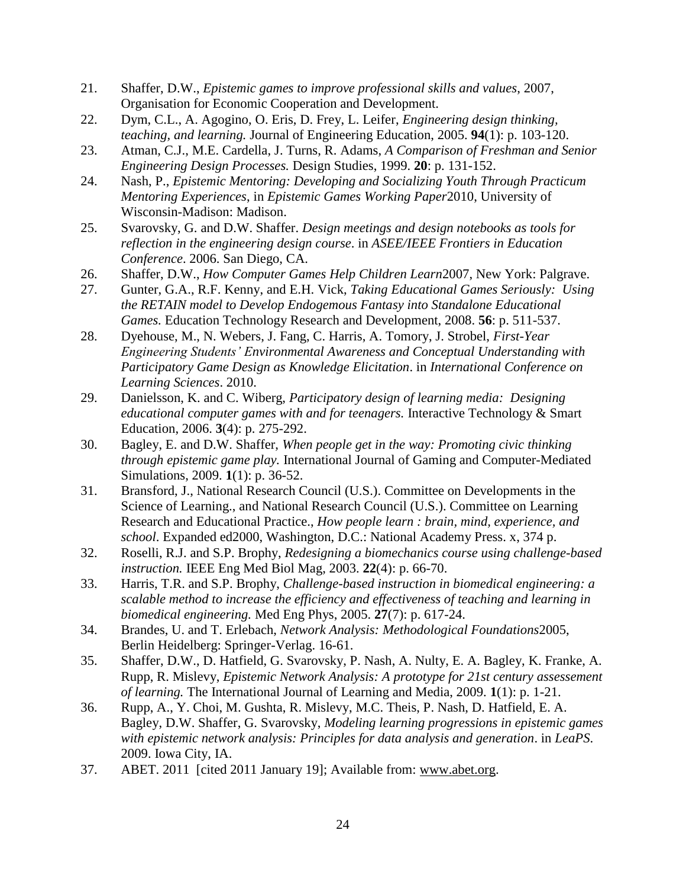21. Shaffer, D.W., *Epistemic games to improve professional skills and values*, 2007, Organisation for Economic Cooperation and Development.
22. Dym, C.L., A. Agogino, O. Eris, D. Frey, L. Leifer, *Engineering design thinking, teaching, and learning.* Journal of Engineering Education, 2005. **94**(1): p. 103-120.
23. Atman, C.J., M.E. Cardella, J. Turns, R. Adams, *A Comparison of Freshman and Senior Engineering Design Processes.* Design Studies, 1999. **20**: p. 131-152.
24. Nash, P., *Epistemic Mentoring: Developing and Socializing Youth Through Practicum Mentoring Experiences*, in *Epistemic Games Working Paper*2010, University of Wisconsin-Madison: Madison.
25. Svarovsky, G. and D.W. Shaffer. *Design meetings and design notebooks as tools for reflection in the engineering design course*. in *ASEE/IEEE Frontiers in Education Conference*. 2006. San Diego, CA.
26. Shaffer, D.W., *How Computer Games Help Children Learn*2007, New York: Palgrave.
27. Gunter, G.A., R.F. Kenny, and E.H. Vick, *Taking Educational Games Seriously: Using the RETAIN model to Develop Endogemous Fantasy into Standalone Educational Games.* Education Technology Research and Development, 2008. **56**: p. 511-537.
28. Dyehouse, M., N. Webers, J. Fang, C. Harris, A. Tomory, J. Strobel, *First-Year Engineering Students' Environmental Awareness and Conceptual Understanding with Participatory Game Design as Knowledge Elicitation*. in *International Conference on Learning Sciences*. 2010.
29. Danielsson, K. and C. Wiberg, *Participatory design of learning media: Designing educational computer games with and for teenagers.* Interactive Technology & Smart Education, 2006. **3**(4): p. 275-292.
30. Bagley, E. and D.W. Shaffer, *When people get in the way: Promoting civic thinking through epistemic game play.* International Journal of Gaming and Computer-Mediated Simulations, 2009. **1**(1): p. 36-52.
31. Bransford, J., National Research Council (U.S.). Committee on Developments in the Science of Learning., and National Research Council (U.S.). Committee on Learning Research and Educational Practice., *How people learn : brain, mind, experience, and school*. Expanded ed2000, Washington, D.C.: National Academy Press. x, 374 p.
32. Roselli, R.J. and S.P. Brophy, *Redesigning a biomechanics course using challenge-based instruction.* IEEE Eng Med Biol Mag, 2003. **22**(4): p. 66-70.
33. Harris, T.R. and S.P. Brophy, *Challenge-based instruction in biomedical engineering: a scalable method to increase the efficiency and effectiveness of teaching and learning in biomedical engineering.* Med Eng Phys, 2005. **27**(7): p. 617-24.
34. Brandes, U. and T. Erlebach, *Network Analysis: Methodological Foundations*2005, Berlin Heidelberg: Springer-Verlag. 16-61.
35. Shaffer, D.W., D. Hatfield, G. Svarovsky, P. Nash, A. Nulty, E. A. Bagley, K. Franke, A. Rupp, R. Mislevy, *Epistemic Network Analysis: A prototype for 21st century assessement of learning.* The International Journal of Learning and Media, 2009. **1**(1): p. 1-21.
36. Rupp, A., Y. Choi, M. Gushta, R. Mislevy, M.C. Theis, P. Nash, D. Hatfield, E. A. Bagley, D.W. Shaffer, G. Svarovsky, *Modeling learning progressions in epistemic games with epistemic network analysis: Principles for data analysis and generation*. in *LeaPS*. 2009. Iowa City, IA.
37. ABET. 2011 [cited 2011 January 19]; Available from: www.abet.org.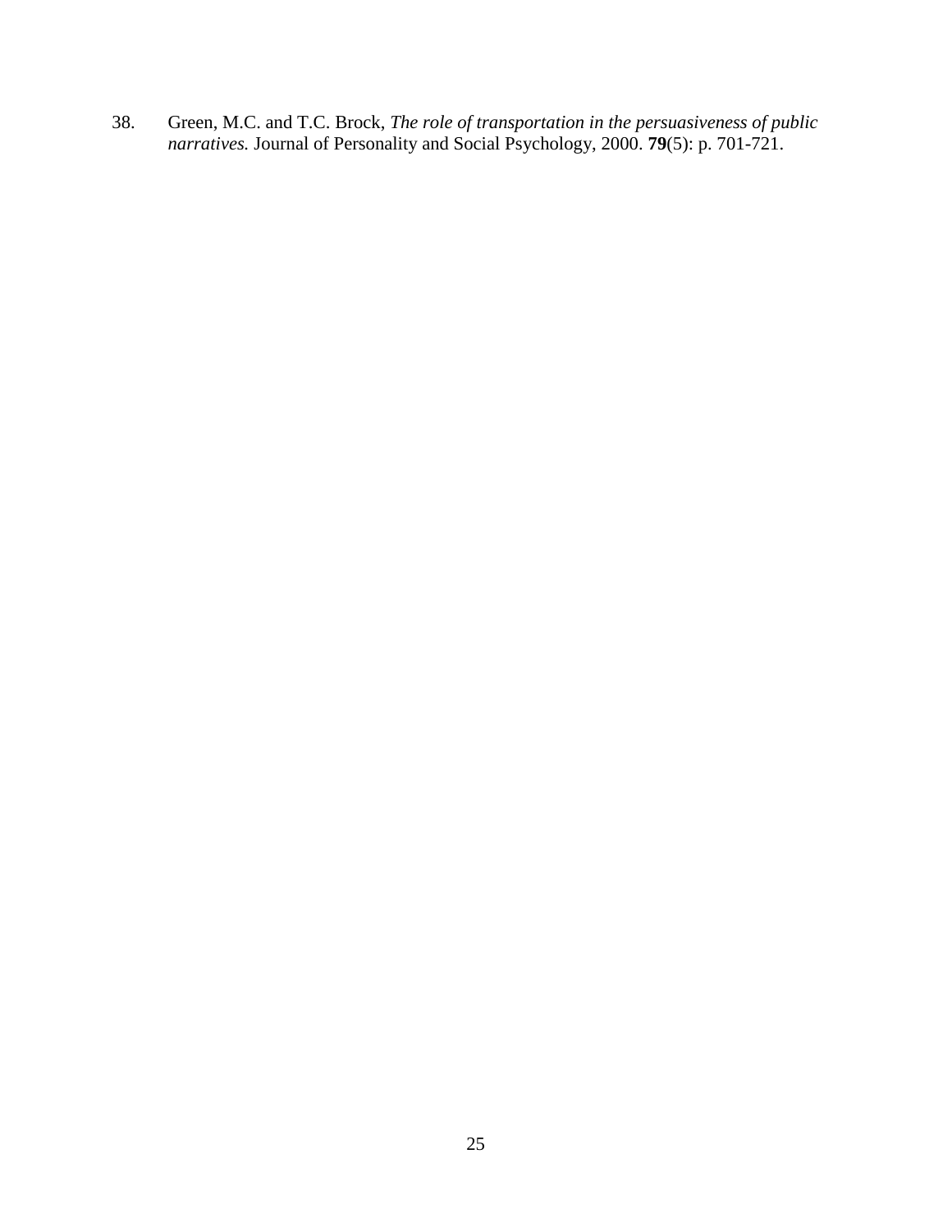38. Green, M.C. and T.C. Brock, *The role of transportation in the persuasiveness of public narratives.* Journal of Personality and Social Psychology, 2000. **79**(5): p. 701-721.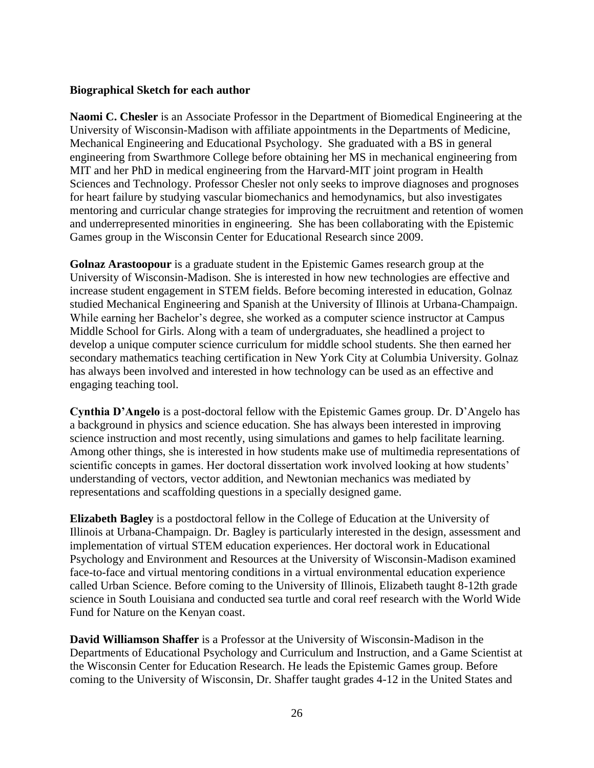**Biographical Sketch for each author**

**Naomi C. Chesler** is an Associate Professor in the Department of Biomedical Engineering at the University of Wisconsin-Madison with affiliate appointments in the Departments of Medicine, Mechanical Engineering and Educational Psychology. She graduated with a BS in general engineering from Swarthmore College before obtaining her MS in mechanical engineering from MIT and her PhD in medical engineering from the Harvard-MIT joint program in Health Sciences and Technology. Professor Chesler not only seeks to improve diagnoses and prognoses for heart failure by studying vascular biomechanics and hemodynamics, but also investigates mentoring and curricular change strategies for improving the recruitment and retention of women and underrepresented minorities in engineering. She has been collaborating with the Epistemic Games group in the Wisconsin Center for Educational Research since 2009.

**Golnaz Arastoopour** is a graduate student in the Epistemic Games research group at the University of Wisconsin-Madison. She is interested in how new technologies are effective and increase student engagement in STEM fields. Before becoming interested in education, Golnaz studied Mechanical Engineering and Spanish at the University of Illinois at Urbana-Champaign. While earning her Bachelor's degree, she worked as a computer science instructor at Campus Middle School for Girls. Along with a team of undergraduates, she headlined a project to develop a unique computer science curriculum for middle school students. She then earned her secondary mathematics teaching certification in New York City at Columbia University. Golnaz has always been involved and interested in how technology can be used as an effective and engaging teaching tool.

**Cynthia D'Angelo** is a post-doctoral fellow with the Epistemic Games group. Dr. D'Angelo has a background in physics and science education. She has always been interested in improving science instruction and most recently, using simulations and games to help facilitate learning. Among other things, she is interested in how students make use of multimedia representations of scientific concepts in games. Her doctoral dissertation work involved looking at how students' understanding of vectors, vector addition, and Newtonian mechanics was mediated by representations and scaffolding questions in a specially designed game.

**Elizabeth Bagley** is a postdoctoral fellow in the College of Education at the University of Illinois at Urbana-Champaign. Dr. Bagley is particularly interested in the design, assessment and implementation of virtual STEM education experiences. Her doctoral work in Educational Psychology and Environment and Resources at the University of Wisconsin-Madison examined face-to-face and virtual mentoring conditions in a virtual environmental education experience called Urban Science. Before coming to the University of Illinois, Elizabeth taught 8-12th grade science in South Louisiana and conducted sea turtle and coral reef research with the World Wide Fund for Nature on the Kenyan coast.

**David Williamson Shaffer** is a Professor at the University of Wisconsin-Madison in the Departments of Educational Psychology and Curriculum and Instruction, and a Game Scientist at the Wisconsin Center for Education Research. He leads the Epistemic Games group. Before coming to the University of Wisconsin, Dr. Shaffer taught grades 4-12 in the United States and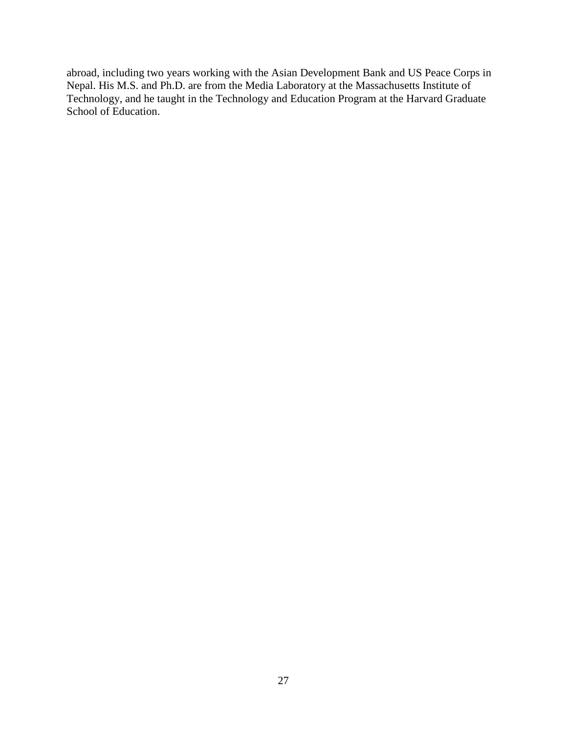abroad, including two years working with the Asian Development Bank and US Peace Corps in Nepal. His M.S. and Ph.D. are from the Media Laboratory at the Massachusetts Institute of Technology, and he taught in the Technology and Education Program at the Harvard Graduate School of Education.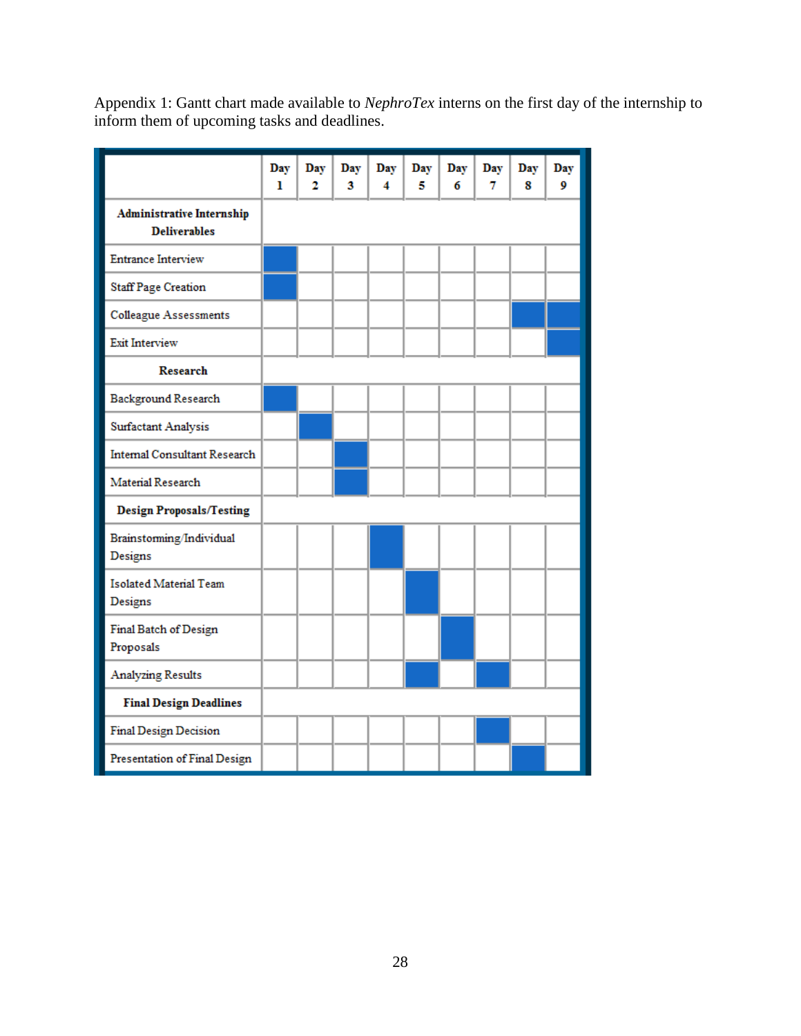Appendix 1: Gantt chart made available to *NephroTex* interns on the first day of the internship to inform them of upcoming tasks and deadlines.

| | Day 1 | Day 2 | Day 3 | Day 4 | Day 5 | Day 6 | Day 7 | Day 8 | Day 9 |
|---|---|---|---|---|---|---|---|---|---|
| **Administrative Internship Deliverables** | | | | | | | | | |
| Entrance Interview | ■ | | | | | | | | |
| Staff Page Creation | ■ | | | | | | | | |
| Colleague Assessments | | | | | | | | ■ | ■ |
| Exit Interview | | | | | | | | | ■ |
| **Research** | | | | | | | | | |
| Background Research | ■ | | | | | | | | |
| Surfactant Analysis | | ■ | | | | | | | |
| Internal Consultant Research | | | ■ | | | | | | |
| Material Research | | | ■ | | | | | | |
| **Design Proposals/Testing** | | | | | | | | | |
| Brainstorming/Individual Designs | | | | ■ | | | | | |
| Isolated Material Team Designs | | | | | ■ | | | | |
| Final Batch of Design Proposals | | | | | | ■ | | | |
| Analyzing Results | | | | | ■ | | ■ | | |
| **Final Design Deadlines** | | | | | | | | | |
| Final Design Decision | | | | | | | ■ | | |
| Presentation of Final Design | | | | | | | | ■ | |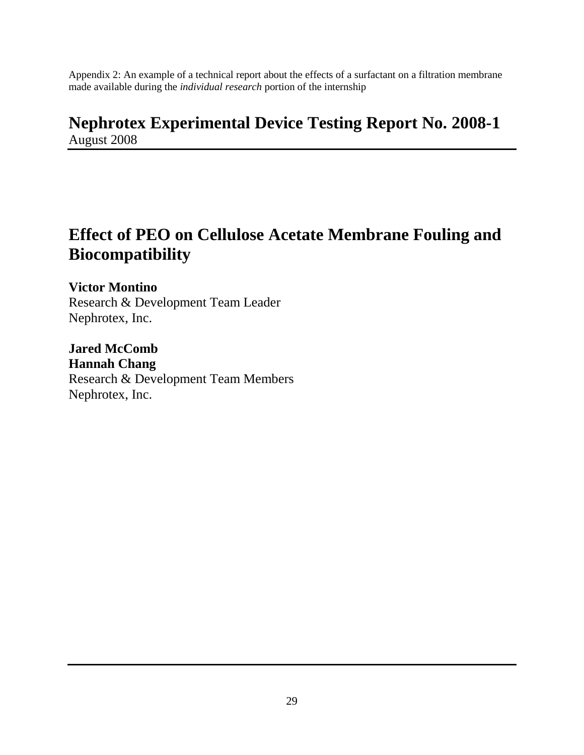Appendix 2: An example of a technical report about the effects of a surfactant on a filtration membrane made available during the *individual research* portion of the internship

# Nephrotex Experimental Device Testing Report No. 2008-1

August 2008

# Effect of PEO on Cellulose Acetate Membrane Fouling and Biocompatibility

**Victor Montino**
Research & Development Team Leader
Nephrotex, Inc.

**Jared McComb**
**Hannah Chang**
Research & Development Team Members
Nephrotex, Inc.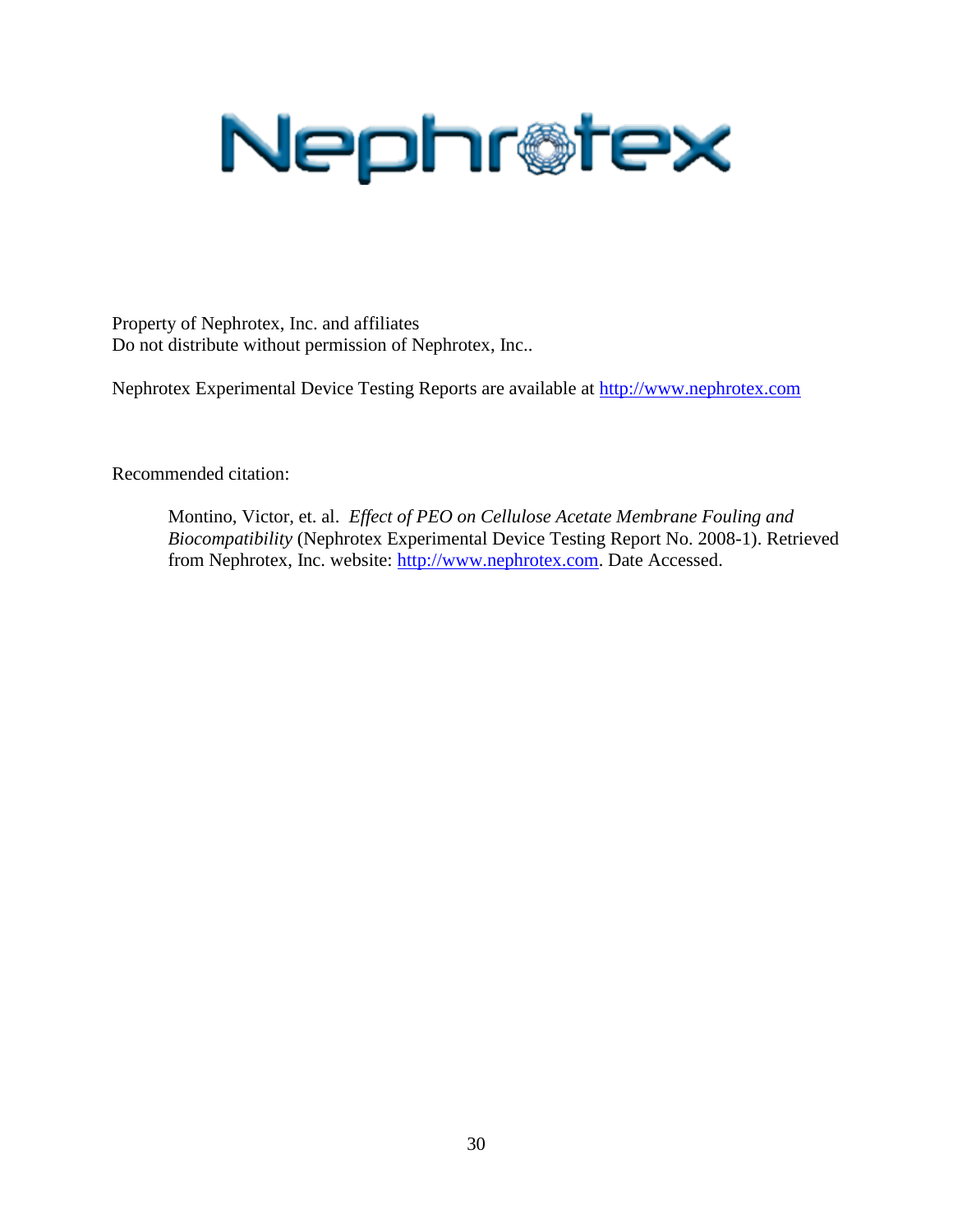Nephrotex

Property of Nephrotex, Inc. and affiliates
Do not distribute without permission of Nephrotex, Inc..

Nephrotex Experimental Device Testing Reports are available at http://www.nephrotex.com

Recommended citation:

> Montino, Victor, et. al. *Effect of PEO on Cellulose Acetate Membrane Fouling and Biocompatibility* (Nephrotex Experimental Device Testing Report No. 2008-1). Retrieved from Nephrotex, Inc. website: http://www.nephrotex.com. Date Accessed.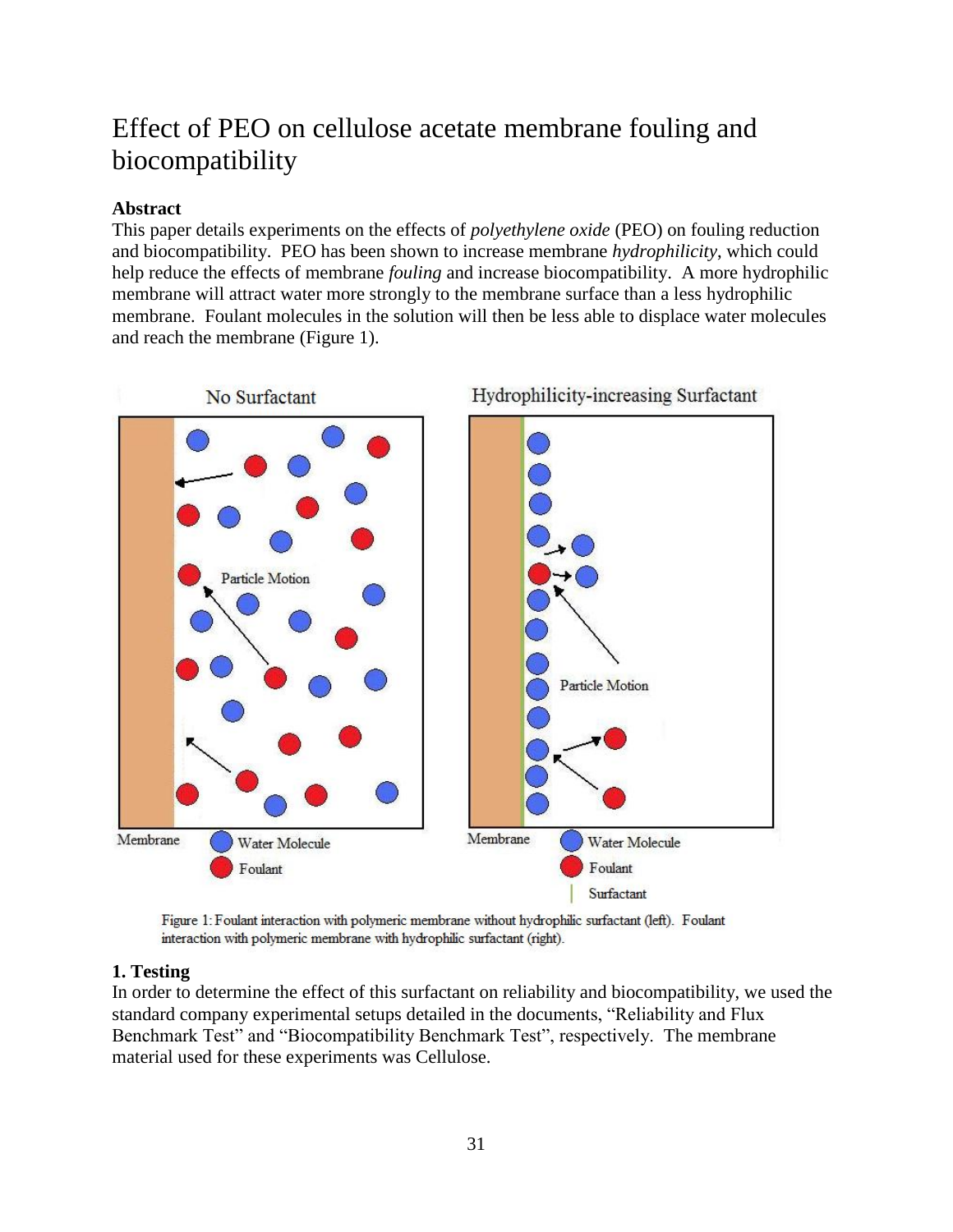# Effect of PEO on cellulose acetate membrane fouling and biocompatibility

**Abstract**

This paper details experiments on the effects of *polyethylene oxide* (PEO) on fouling reduction and biocompatibility. PEO has been shown to increase membrane *hydrophilicity*, which could help reduce the effects of membrane *fouling* and increase biocompatibility. A more hydrophilic membrane will attract water more strongly to the membrane surface than a less hydrophilic membrane. Foulant molecules in the solution will then be less able to displace water molecules and reach the membrane (Figure 1).

Figure 1: Foulant interaction with polymeric membrane without hydrophilic surfactant (left). Foulant interaction with polymeric membrane with hydrophilic surfactant (right).

**1. Testing**

In order to determine the effect of this surfactant on reliability and biocompatibility, we used the standard company experimental setups detailed in the documents, "Reliability and Flux Benchmark Test" and "Biocompatibility Benchmark Test", respectively. The membrane material used for these experiments was Cellulose.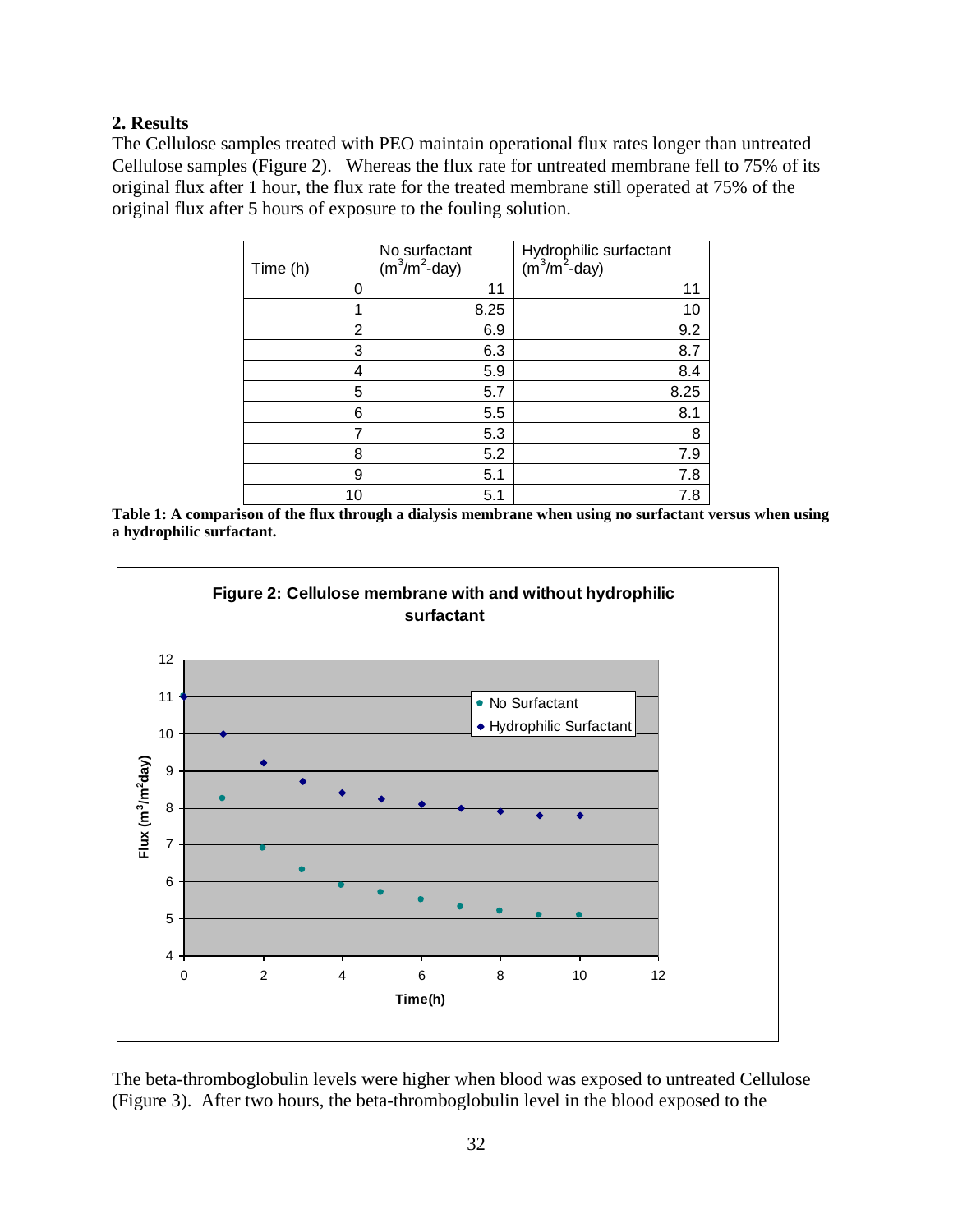## 2. Results

The Cellulose samples treated with PEO maintain operational flux rates longer than untreated Cellulose samples (Figure 2). Whereas the flux rate for untreated membrane fell to 75% of its original flux after 1 hour, the flux rate for the treated membrane still operated at 75% of the original flux after 5 hours of exposure to the fouling solution.

| Time (h) | No surfactant ($m^3/m^2$-day) | Hydrophilic surfactant ($m^3/m^2$-day) |
|---|---|---|
| 0 | 11 | 11 |
| 1 | 8.25 | 10 |
| 2 | 6.9 | 9.2 |
| 3 | 6.3 | 8.7 |
| 4 | 5.9 | 8.4 |
| 5 | 5.7 | 8.25 |
| 6 | 5.5 | 8.1 |
| 7 | 5.3 | 8 |
| 8 | 5.2 | 7.9 |
| 9 | 5.1 | 7.8 |
| 10 | 5.1 | 7.8 |

**Table 1: A comparison of the flux through a dialysis membrane when using no surfactant versus when using a hydrophilic surfactant.**

**Figure 2: Cellulose membrane with and without hydrophilic surfactant**

The beta-thromboglobulin levels were higher when blood was exposed to untreated Cellulose (Figure 3). After two hours, the beta-thromboglobulin level in the blood exposed to the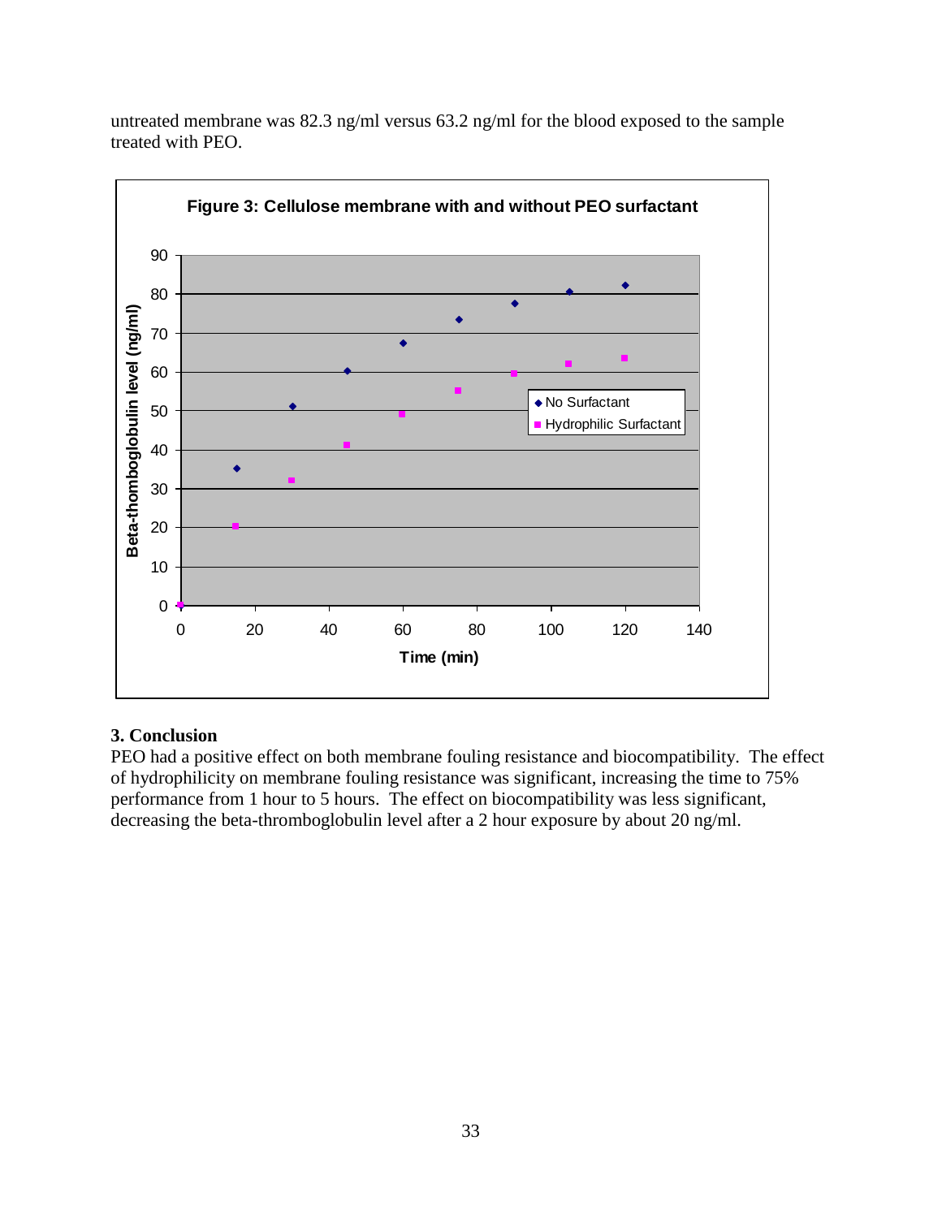untreated membrane was 82.3 ng/ml versus 63.2 ng/ml for the blood exposed to the sample treated with PEO.

Figure 3: Cellulose membrane with and without PEO surfactant

Beta-thomboglobulin level (ng/ml)

90
80
70
60
50
40
30
20
10
0

0 20 40 60 80 100 120 140

Time (min)

No Surfactant
Hydrophilic Surfactant

### 3. Conclusion

PEO had a positive effect on both membrane fouling resistance and biocompatibility. The effect of hydrophilicity on membrane fouling resistance was significant, increasing the time to 75% performance from 1 hour to 5 hours. The effect on biocompatibility was less significant, decreasing the beta-thromboglobulin level after a 2 hour exposure by about 20 ng/ml.